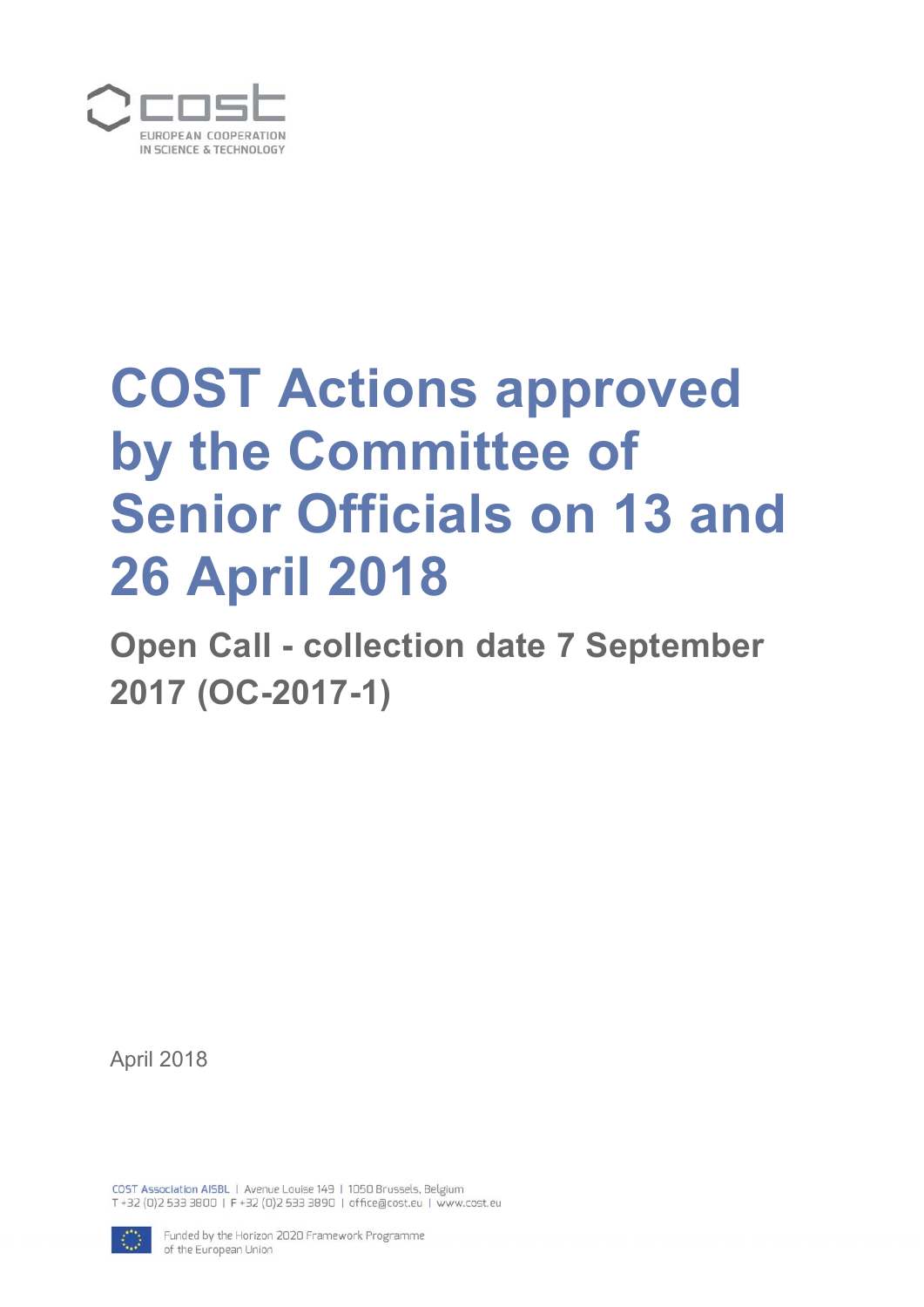# COST Actions approved by the Committee of Senior Officials on 13 and 26 April 2018

## Open Call - collection date 7 September 2017 (OC-2017-1)

April 2018

COST Association AISBL | Avenue Louise 149 | 1050 Brussels, Belgium
T +32 (0)2 533 3800 | F +32 (0)2 533 3890 | office@cost.eu | www.cost.eu

Funded by the Horizon 2020 Framework Programme of the European Union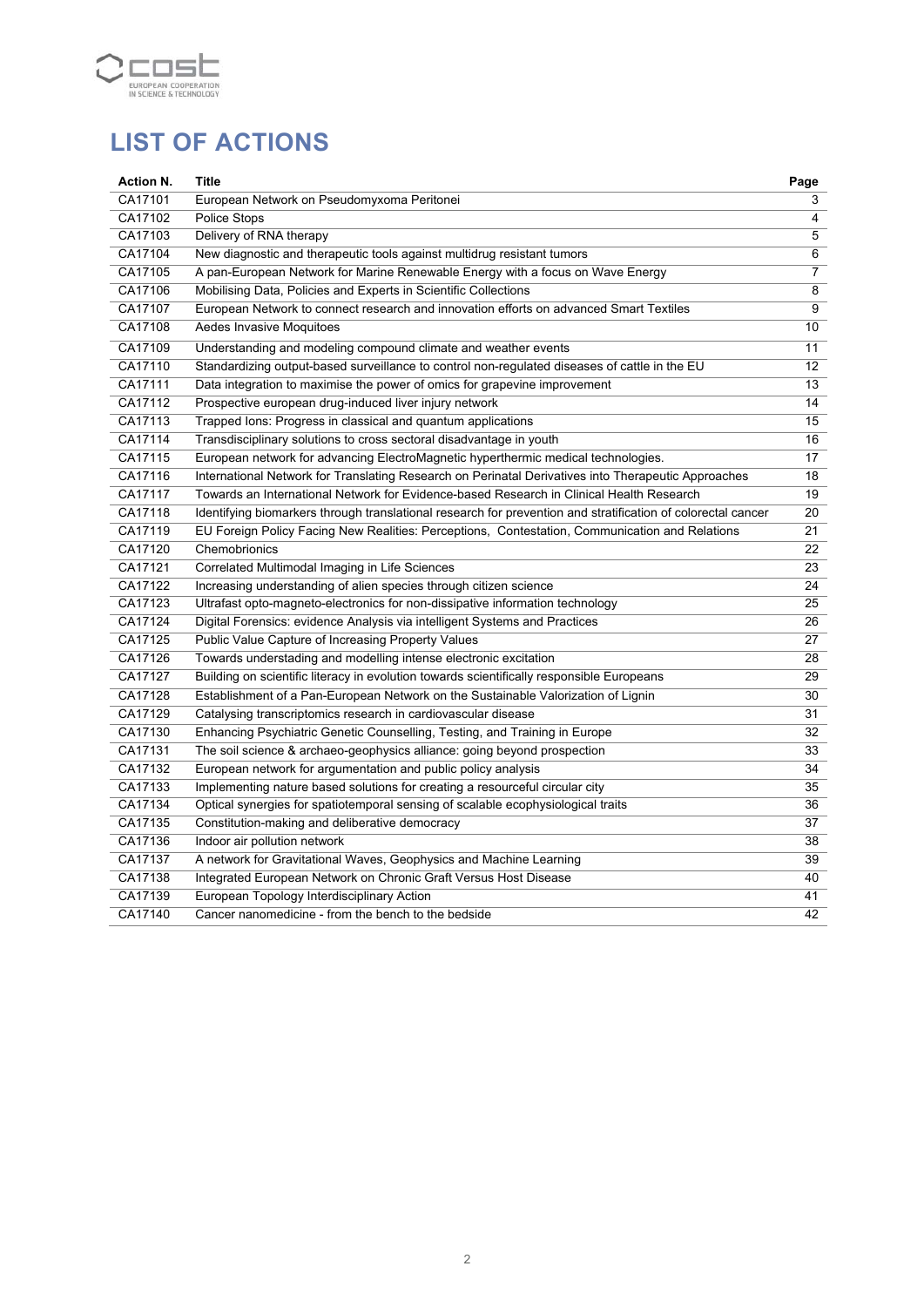# LIST OF ACTIONS

| Action N. | Title | Page |
|---|---|---|
| CA17101 | European Network on Pseudomyxoma Peritonei | 3 |
| CA17102 | Police Stops | 4 |
| CA17103 | Delivery of RNA therapy | 5 |
| CA17104 | New diagnostic and therapeutic tools against multidrug resistant tumors | 6 |
| CA17105 | A pan-European Network for Marine Renewable Energy with a focus on Wave Energy | 7 |
| CA17106 | Mobilising Data, Policies and Experts in Scientific Collections | 8 |
| CA17107 | European Network to connect research and innovation efforts on advanced Smart Textiles | 9 |
| CA17108 | Aedes Invasive Moquitoes | 10 |
| CA17109 | Understanding and modeling compound climate and weather events | 11 |
| CA17110 | Standardizing output-based surveillance to control non-regulated diseases of cattle in the EU | 12 |
| CA17111 | Data integration to maximise the power of omics for grapevine improvement | 13 |
| CA17112 | Prospective european drug-induced liver injury network | 14 |
| CA17113 | Trapped Ions: Progress in classical and quantum applications | 15 |
| CA17114 | Transdisciplinary solutions to cross sectoral disadvantage in youth | 16 |
| CA17115 | European network for advancing ElectroMagnetic hyperthermic medical technologies. | 17 |
| CA17116 | International Network for Translating Research on Perinatal Derivatives into Therapeutic Approaches | 18 |
| CA17117 | Towards an International Network for Evidence-based Research in Clinical Health Research | 19 |
| CA17118 | Identifying biomarkers through translational research for prevention and stratification of colorectal cancer | 20 |
| CA17119 | EU Foreign Policy Facing New Realities: Perceptions, Contestation, Communication and Relations | 21 |
| CA17120 | Chemobrionics | 22 |
| CA17121 | Correlated Multimodal Imaging in Life Sciences | 23 |
| CA17122 | Increasing understanding of alien species through citizen science | 24 |
| CA17123 | Ultrafast opto-magneto-electronics for non-dissipative information technology | 25 |
| CA17124 | Digital Forensics: evidence Analysis via intelligent Systems and Practices | 26 |
| CA17125 | Public Value Capture of Increasing Property Values | 27 |
| CA17126 | Towards understading and modelling intense electronic excitation | 28 |
| CA17127 | Building on scientific literacy in evolution towards scientifically responsible Europeans | 29 |
| CA17128 | Establishment of a Pan-European Network on the Sustainable Valorization of Lignin | 30 |
| CA17129 | Catalysing transcriptomics research in cardiovascular disease | 31 |
| CA17130 | Enhancing Psychiatric Genetic Counselling, Testing, and Training in Europe | 32 |
| CA17131 | The soil science & archaeo-geophysics alliance: going beyond prospection | 33 |
| CA17132 | European network for argumentation and public policy analysis | 34 |
| CA17133 | Implementing nature based solutions for creating a resourceful circular city | 35 |
| CA17134 | Optical synergies for spatiotemporal sensing of scalable ecophysiological traits | 36 |
| CA17135 | Constitution-making and deliberative democracy | 37 |
| CA17136 | Indoor air pollution network | 38 |
| CA17137 | A network for Gravitational Waves, Geophysics and Machine Learning | 39 |
| CA17138 | Integrated European Network on Chronic Graft Versus Host Disease | 40 |
| CA17139 | European Topology Interdisciplinary Action | 41 |
| CA17140 | Cancer nanomedicine - from the bench to the bedside | 42 |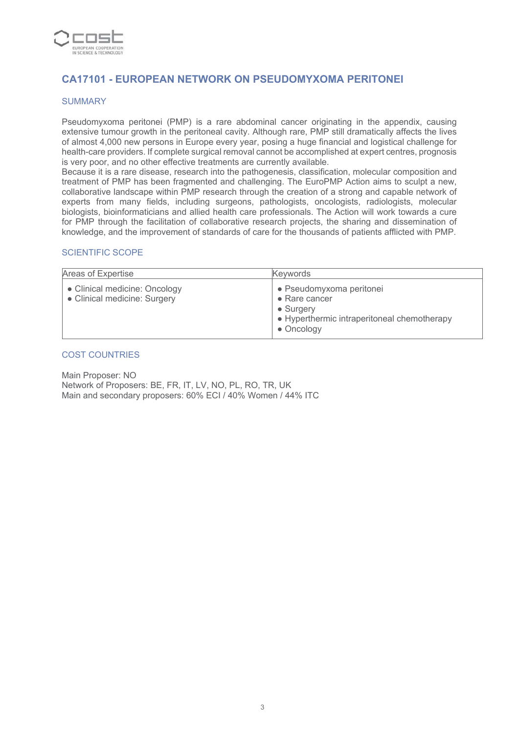## CA17101 - EUROPEAN NETWORK ON PSEUDOMYXOMA PERITONEI

### SUMMARY

Pseudomyxoma peritonei (PMP) is a rare abdominal cancer originating in the appendix, causing extensive tumour growth in the peritoneal cavity. Although rare, PMP still dramatically affects the lives of almost 4,000 new persons in Europe every year, posing a huge financial and logistical challenge for health-care providers. If complete surgical removal cannot be accomplished at expert centres, prognosis is very poor, and no other effective treatments are currently available.
Because it is a rare disease, research into the pathogenesis, classification, molecular composition and treatment of PMP has been fragmented and challenging. The EuroPMP Action aims to sculpt a new, collaborative landscape within PMP research through the creation of a strong and capable network of experts from many fields, including surgeons, pathologists, oncologists, radiologists, molecular biologists, bioinformaticians and allied health care professionals. The Action will work towards a cure for PMP through the facilitation of collaborative research projects, the sharing and dissemination of knowledge, and the improvement of standards of care for the thousands of patients afflicted with PMP.

### SCIENTIFIC SCOPE

| Areas of Expertise | Keywords |
|---|---|
| • Clinical medicine: Oncology<br>• Clinical medicine: Surgery | • Pseudomyxoma peritonei<br>• Rare cancer<br>• Surgery<br>• Hyperthermic intraperitoneal chemotherapy<br>• Oncology |

### COST COUNTRIES

Main Proposer: NO
Network of Proposers: BE, FR, IT, LV, NO, PL, RO, TR, UK
Main and secondary proposers: 60% ECI / 40% Women / 44% ITC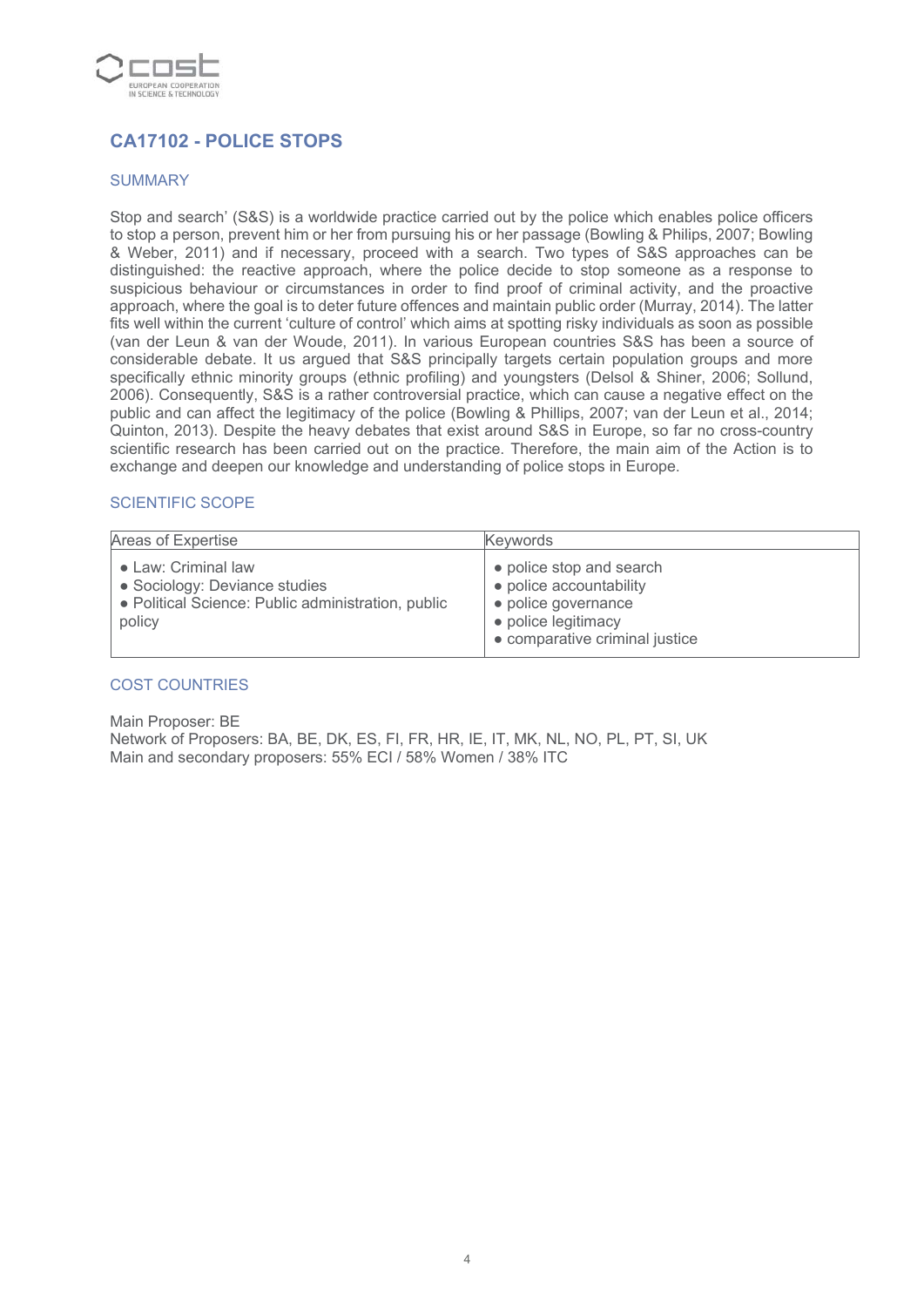## CA17102 - POLICE STOPS

### SUMMARY

Stop and search' (S&S) is a worldwide practice carried out by the police which enables police officers to stop a person, prevent him or her from pursuing his or her passage (Bowling & Philips, 2007; Bowling & Weber, 2011) and if necessary, proceed with a search. Two types of S&S approaches can be distinguished: the reactive approach, where the police decide to stop someone as a response to suspicious behaviour or circumstances in order to find proof of criminal activity, and the proactive approach, where the goal is to deter future offences and maintain public order (Murray, 2014). The latter fits well within the current 'culture of control' which aims at spotting risky individuals as soon as possible (van der Leun & van der Woude, 2011). In various European countries S&S has been a source of considerable debate. It us argued that S&S principally targets certain population groups and more specifically ethnic minority groups (ethnic profiling) and youngsters (Delsol & Shiner, 2006; Sollund, 2006). Consequently, S&S is a rather controversial practice, which can cause a negative effect on the public and can affect the legitimacy of the police (Bowling & Phillips, 2007; van der Leun et al., 2014; Quinton, 2013). Despite the heavy debates that exist around S&S in Europe, so far no cross-country scientific research has been carried out on the practice. Therefore, the main aim of the Action is to exchange and deepen our knowledge and understanding of police stops in Europe.

### SCIENTIFIC SCOPE

| Areas of Expertise | Keywords |
|---|---|
| • Law: Criminal law<br>• Sociology: Deviance studies<br>• Political Science: Public administration, public policy | • police stop and search<br>• police accountability<br>• police governance<br>• police legitimacy<br>• comparative criminal justice |

### COST COUNTRIES

Main Proposer: BE
Network of Proposers: BA, BE, DK, ES, FI, FR, HR, IE, IT, MK, NL, NO, PL, PT, SI, UK
Main and secondary proposers: 55% ECI / 58% Women / 38% ITC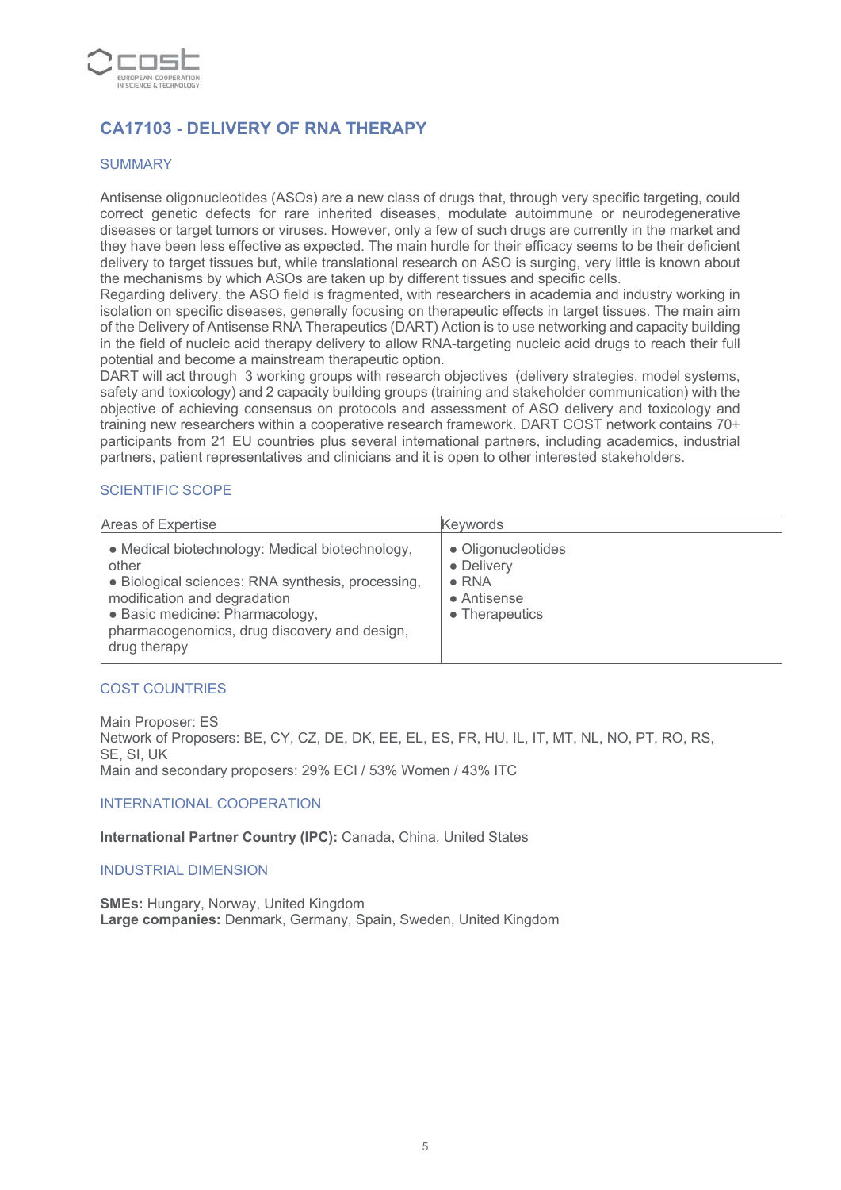## CA17103 - DELIVERY OF RNA THERAPY

### SUMMARY

Antisense oligonucleotides (ASOs) are a new class of drugs that, through very specific targeting, could correct genetic defects for rare inherited diseases, modulate autoimmune or neurodegenerative diseases or target tumors or viruses. However, only a few of such drugs are currently in the market and they have been less effective as expected. The main hurdle for their efficacy seems to be their deficient delivery to target tissues but, while translational research on ASO is surging, very little is known about the mechanisms by which ASOs are taken up by different tissues and specific cells.
Regarding delivery, the ASO field is fragmented, with researchers in academia and industry working in isolation on specific diseases, generally focusing on therapeutic effects in target tissues. The main aim of the Delivery of Antisense RNA Therapeutics (DART) Action is to use networking and capacity building in the field of nucleic acid therapy delivery to allow RNA-targeting nucleic acid drugs to reach their full potential and become a mainstream therapeutic option.
DART will act through 3 working groups with research objectives (delivery strategies, model systems, safety and toxicology) and 2 capacity building groups (training and stakeholder communication) with the objective of achieving consensus on protocols and assessment of ASO delivery and toxicology and training new researchers within a cooperative research framework. DART COST network contains 70+ participants from 21 EU countries plus several international partners, including academics, industrial partners, patient representatives and clinicians and it is open to other interested stakeholders.

### SCIENTIFIC SCOPE

| Areas of Expertise | Keywords |
|---|---|
| • Medical biotechnology: Medical biotechnology, other<br>• Biological sciences: RNA synthesis, processing, modification and degradation<br>• Basic medicine: Pharmacology, pharmacogenomics, drug discovery and design, drug therapy | • Oligonucleotides<br>• Delivery<br>• RNA<br>• Antisense<br>• Therapeutics |

### COST COUNTRIES

Main Proposer: ES
Network of Proposers: BE, CY, CZ, DE, DK, EE, EL, ES, FR, HU, IL, IT, MT, NL, NO, PT, RO, RS, SE, SI, UK
Main and secondary proposers: 29% ECI / 53% Women / 43% ITC

### INTERNATIONAL COOPERATION

**International Partner Country (IPC):** Canada, China, United States

### INDUSTRIAL DIMENSION

**SMEs:** Hungary, Norway, United Kingdom
**Large companies:** Denmark, Germany, Spain, Sweden, United Kingdom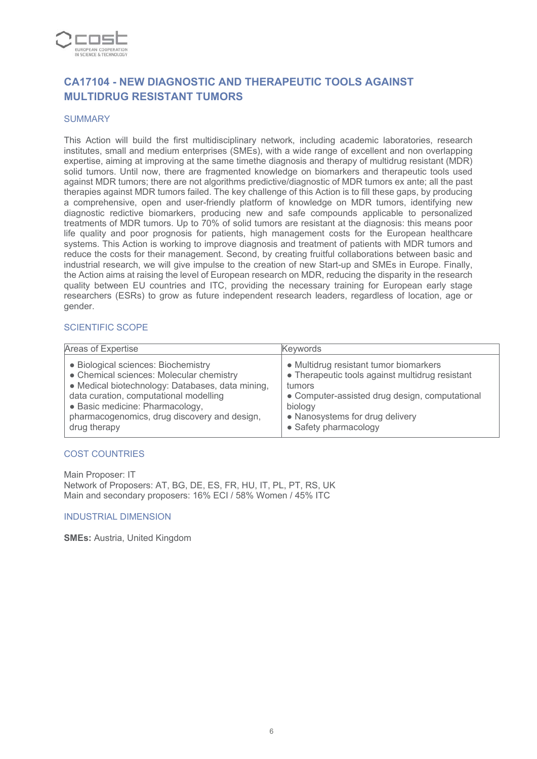## CA17104 - NEW DIAGNOSTIC AND THERAPEUTIC TOOLS AGAINST MULTIDRUG RESISTANT TUMORS

### SUMMARY

This Action will build the first multidisciplinary network, including academic laboratories, research institutes, small and medium enterprises (SMEs), with a wide range of excellent and non overlapping expertise, aiming at improving at the same timethe diagnosis and therapy of multidrug resistant (MDR) solid tumors. Until now, there are fragmented knowledge on biomarkers and therapeutic tools used against MDR tumors; there are not algorithms predictive/diagnostic of MDR tumors ex ante; all the past therapies against MDR tumors failed. The key challenge of this Action is to fill these gaps, by producing a comprehensive, open and user-friendly platform of knowledge on MDR tumors, identifying new diagnostic redictive biomarkers, producing new and safe compounds applicable to personalized treatments of MDR tumors. Up to 70% of solid tumors are resistant at the diagnosis: this means poor life quality and poor prognosis for patients, high management costs for the European healthcare systems. This Action is working to improve diagnosis and treatment of patients with MDR tumors and reduce the costs for their management. Second, by creating fruitful collaborations between basic and industrial research, we will give impulse to the creation of new Start-up and SMEs in Europe. Finally, the Action aims at raising the level of European research on MDR, reducing the disparity in the research quality between EU countries and ITC, providing the necessary training for European early stage researchers (ESRs) to grow as future independent research leaders, regardless of location, age or gender.

### SCIENTIFIC SCOPE

| Areas of Expertise | Keywords |
|---|---|
| • Biological sciences: Biochemistry<br>• Chemical sciences: Molecular chemistry<br>• Medical biotechnology: Databases, data mining, data curation, computational modelling<br>• Basic medicine: Pharmacology, pharmacogenomics, drug discovery and design, drug therapy | • Multidrug resistant tumor biomarkers<br>• Therapeutic tools against multidrug resistant tumors<br>• Computer-assisted drug design, computational biology<br>• Nanosystems for drug delivery<br>• Safety pharmacology |

### COST COUNTRIES

Main Proposer: IT
Network of Proposers: AT, BG, DE, ES, FR, HU, IT, PL, PT, RS, UK
Main and secondary proposers: 16% ECI / 58% Women / 45% ITC

### INDUSTRIAL DIMENSION

**SMEs:** Austria, United Kingdom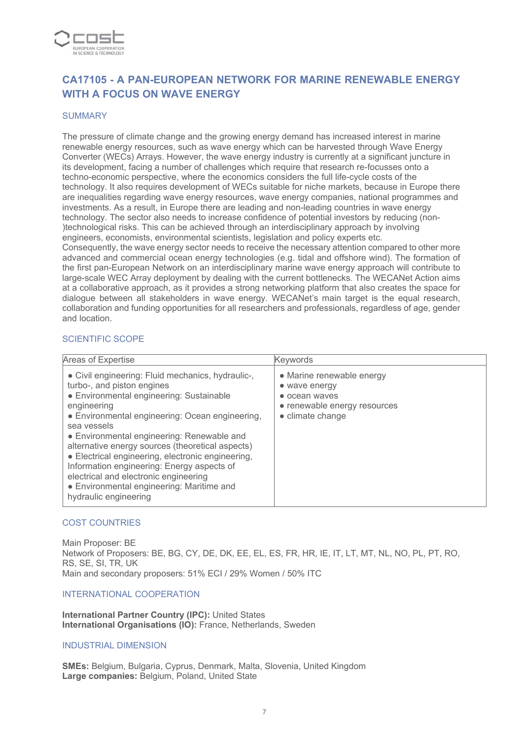## CA17105 - A PAN-EUROPEAN NETWORK FOR MARINE RENEWABLE ENERGY WITH A FOCUS ON WAVE ENERGY

### SUMMARY

The pressure of climate change and the growing energy demand has increased interest in marine renewable energy resources, such as wave energy which can be harvested through Wave Energy Converter (WECs) Arrays. However, the wave energy industry is currently at a significant juncture in its development, facing a number of challenges which require that research re-focusses onto a techno-economic perspective, where the economics considers the full life-cycle costs of the technology. It also requires development of WECs suitable for niche markets, because in Europe there are inequalities regarding wave energy resources, wave energy companies, national programmes and investments. As a result, in Europe there are leading and non-leading countries in wave energy technology. The sector also needs to increase confidence of potential investors by reducing (non-)technological risks. This can be achieved through an interdisciplinary approach by involving engineers, economists, environmental scientists, legislation and policy experts etc.
Consequently, the wave energy sector needs to receive the necessary attention compared to other more advanced and commercial ocean energy technologies (e.g. tidal and offshore wind). The formation of the first pan-European Network on an interdisciplinary marine wave energy approach will contribute to large-scale WEC Array deployment by dealing with the current bottlenecks. The WECANet Action aims at a collaborative approach, as it provides a strong networking platform that also creates the space for dialogue between all stakeholders in wave energy. WECANet's main target is the equal research, collaboration and funding opportunities for all researchers and professionals, regardless of age, gender and location.

### SCIENTIFIC SCOPE

| Areas of Expertise | Keywords |
|---|---|
| • Civil engineering: Fluid mechanics, hydraulic-, turbo-, and piston engines<br>• Environmental engineering: Sustainable engineering<br>• Environmental engineering: Ocean engineering, sea vessels<br>• Environmental engineering: Renewable and alternative energy sources (theoretical aspects)<br>• Electrical engineering, electronic engineering, Information engineering: Energy aspects of electrical and electronic engineering<br>• Environmental engineering: Maritime and hydraulic engineering | • Marine renewable energy<br>• wave energy<br>• ocean waves<br>• renewable energy resources<br>• climate change |

### COST COUNTRIES

Main Proposer: BE
Network of Proposers: BE, BG, CY, DE, DK, EE, EL, ES, FR, HR, IE, IT, LT, MT, NL, NO, PL, PT, RO, RS, SE, SI, TR, UK
Main and secondary proposers: 51% ECI / 29% Women / 50% ITC

### INTERNATIONAL COOPERATION

**International Partner Country (IPC):** United States
**International Organisations (IO):** France, Netherlands, Sweden

### INDUSTRIAL DIMENSION

**SMEs:** Belgium, Bulgaria, Cyprus, Denmark, Malta, Slovenia, United Kingdom
**Large companies:** Belgium, Poland, United State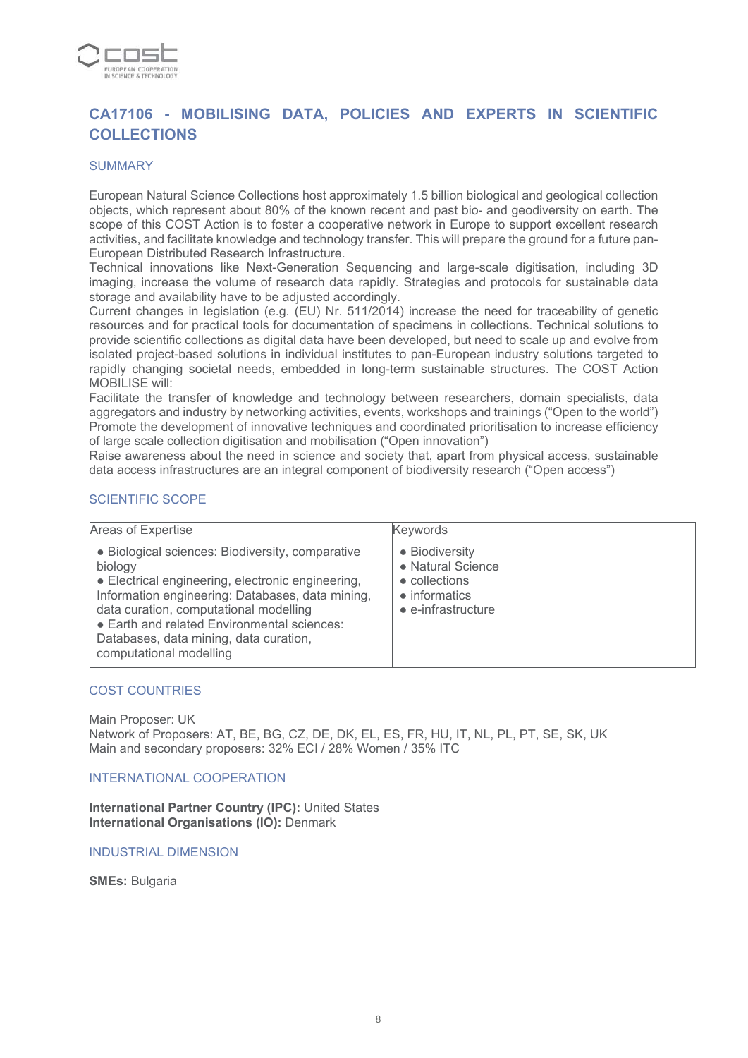## CA17106 - MOBILISING DATA, POLICIES AND EXPERTS IN SCIENTIFIC COLLECTIONS

### SUMMARY

European Natural Science Collections host approximately 1.5 billion biological and geological collection objects, which represent about 80% of the known recent and past bio- and geodiversity on earth. The scope of this COST Action is to foster a cooperative network in Europe to support excellent research activities, and facilitate knowledge and technology transfer. This will prepare the ground for a future pan-European Distributed Research Infrastructure.

Technical innovations like Next-Generation Sequencing and large-scale digitisation, including 3D imaging, increase the volume of research data rapidly. Strategies and protocols for sustainable data storage and availability have to be adjusted accordingly.

Current changes in legislation (e.g. (EU) Nr. 511/2014) increase the need for traceability of genetic resources and for practical tools for documentation of specimens in collections. Technical solutions to provide scientific collections as digital data have been developed, but need to scale up and evolve from isolated project-based solutions in individual institutes to pan-European industry solutions targeted to rapidly changing societal needs, embedded in long-term sustainable structures. The COST Action MOBILISE will:

Facilitate the transfer of knowledge and technology between researchers, domain specialists, data aggregators and industry by networking activities, events, workshops and trainings ("Open to the world")

Promote the development of innovative techniques and coordinated prioritisation to increase efficiency of large scale collection digitisation and mobilisation ("Open innovation")

Raise awareness about the need in science and society that, apart from physical access, sustainable data access infrastructures are an integral component of biodiversity research ("Open access")

### SCIENTIFIC SCOPE

| Areas of Expertise | Keywords |
|---|---|
| • Biological sciences: Biodiversity, comparative biology<br>• Electrical engineering, electronic engineering, Information engineering: Databases, data mining, data curation, computational modelling<br>• Earth and related Environmental sciences: Databases, data mining, data curation, computational modelling | • Biodiversity<br>• Natural Science<br>• collections<br>• informatics<br>• e-infrastructure |

### COST COUNTRIES

Main Proposer: UK
Network of Proposers: AT, BE, BG, CZ, DE, DK, EL, ES, FR, HU, IT, NL, PL, PT, SE, SK, UK
Main and secondary proposers: 32% ECI / 28% Women / 35% ITC

### INTERNATIONAL COOPERATION

**International Partner Country (IPC):** United States
**International Organisations (IO):** Denmark

### INDUSTRIAL DIMENSION

**SMEs:** Bulgaria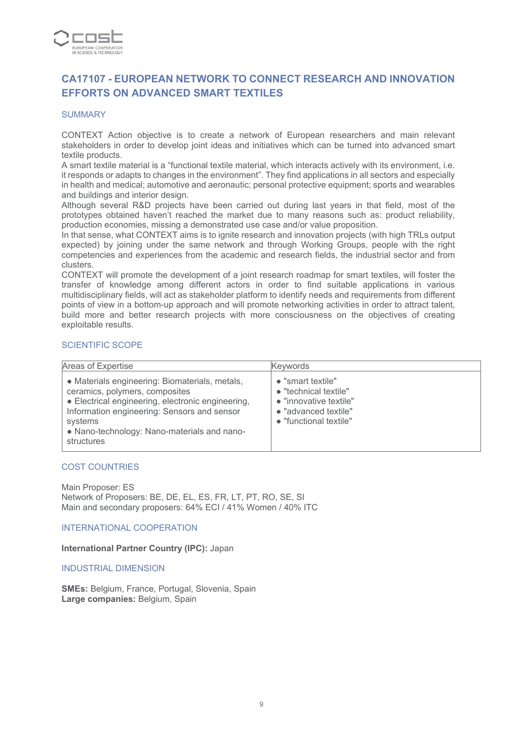## CA17107 - EUROPEAN NETWORK TO CONNECT RESEARCH AND INNOVATION EFFORTS ON ADVANCED SMART TEXTILES

### SUMMARY

CONTEXT Action objective is to create a network of European researchers and main relevant stakeholders in order to develop joint ideas and initiatives which can be turned into advanced smart textile products.
A smart textile material is a “functional textile material, which interacts actively with its environment, i.e. it responds or adapts to changes in the environment”. They find applications in all sectors and especially in health and medical; automotive and aeronautic; personal protective equipment; sports and wearables and buildings and interior design.
Although several R&D projects have been carried out during last years in that field, most of the prototypes obtained haven’t reached the market due to many reasons such as: product reliability, production economies, missing a demonstrated use case and/or value proposition.
In that sense, what CONTEXT aims is to ignite research and innovation projects (with high TRLs output expected) by joining under the same network and through Working Groups, people with the right competencies and experiences from the academic and research fields, the industrial sector and from clusters.
CONTEXT will promote the development of a joint research roadmap for smart textiles, will foster the transfer of knowledge among different actors in order to find suitable applications in various multidisciplinary fields, will act as stakeholder platform to identify needs and requirements from different points of view in a bottom-up approach and will promote networking activities in order to attract talent, build more and better research projects with more consciousness on the objectives of creating exploitable results.

### SCIENTIFIC SCOPE

| Areas of Expertise | Keywords |
|---|---|
| ● Materials engineering: Biomaterials, metals, ceramics, polymers, composites<br>● Electrical engineering, electronic engineering, Information engineering: Sensors and sensor systems<br>● Nano-technology: Nano-materials and nano-structures | ● "smart textile"<br>● "technical textile"<br>● "innovative textile"<br>● "advanced textile"<br>● "functional textile" |

### COST COUNTRIES

Main Proposer: ES
Network of Proposers: BE, DE, EL, ES, FR, LT, PT, RO, SE, SI
Main and secondary proposers: 64% ECI / 41% Women / 40% ITC

### INTERNATIONAL COOPERATION

**International Partner Country (IPC):** Japan

### INDUSTRIAL DIMENSION

**SMEs:** Belgium, France, Portugal, Slovenia, Spain
**Large companies:** Belgium, Spain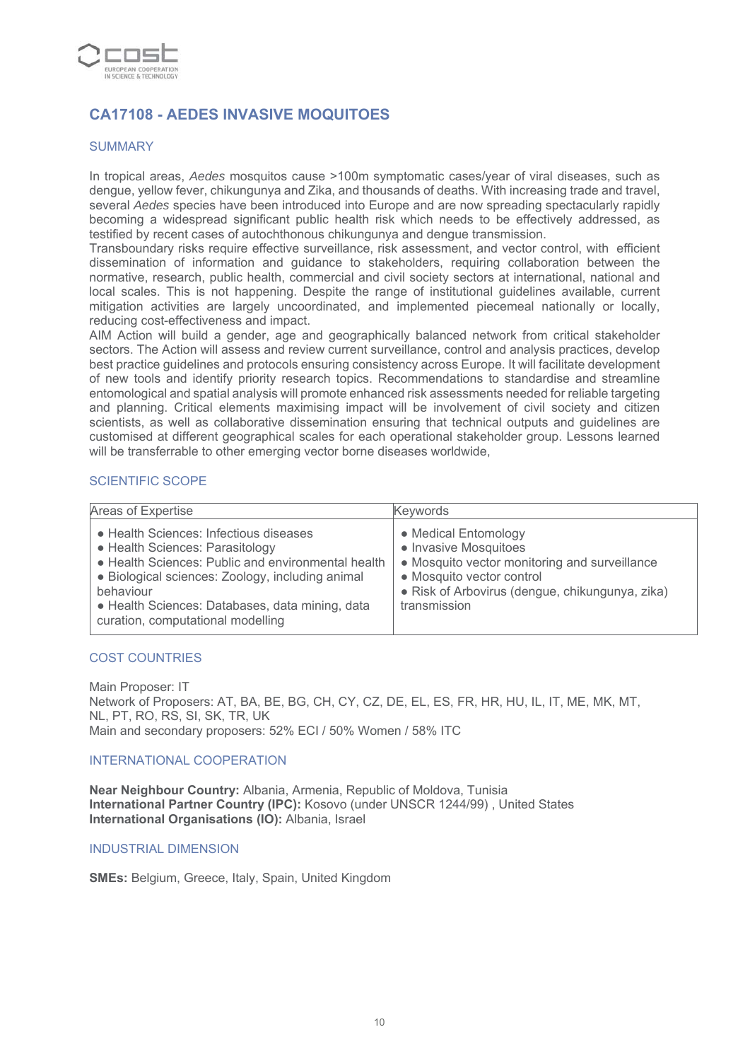## CA17108 - AEDES INVASIVE MOQUITOES

### SUMMARY

In tropical areas, *Aedes* mosquitos cause >100m symptomatic cases/year of viral diseases, such as dengue, yellow fever, chikungunya and Zika, and thousands of deaths. With increasing trade and travel, several *Aedes* species have been introduced into Europe and are now spreading spectacularly rapidly becoming a widespread significant public health risk which needs to be effectively addressed, as testified by recent cases of autochthonous chikungunya and dengue transmission.
Transboundary risks require effective surveillance, risk assessment, and vector control, with efficient dissemination of information and guidance to stakeholders, requiring collaboration between the normative, research, public health, commercial and civil society sectors at international, national and local scales. This is not happening. Despite the range of institutional guidelines available, current mitigation activities are largely uncoordinated, and implemented piecemeal nationally or locally, reducing cost-effectiveness and impact.
AIM Action will build a gender, age and geographically balanced network from critical stakeholder sectors. The Action will assess and review current surveillance, control and analysis practices, develop best practice guidelines and protocols ensuring consistency across Europe. It will facilitate development of new tools and identify priority research topics. Recommendations to standardise and streamline entomological and spatial analysis will promote enhanced risk assessments needed for reliable targeting and planning. Critical elements maximising impact will be involvement of civil society and citizen scientists, as well as collaborative dissemination ensuring that technical outputs and guidelines are customised at different geographical scales for each operational stakeholder group. Lessons learned will be transferrable to other emerging vector borne diseases worldwide,

### SCIENTIFIC SCOPE

| Areas of Expertise | Keywords |
|---|---|
| • Health Sciences: Infectious diseases<br>• Health Sciences: Parasitology<br>• Health Sciences: Public and environmental health<br>• Biological sciences: Zoology, including animal behaviour<br>• Health Sciences: Databases, data mining, data curation, computational modelling | • Medical Entomology<br>• Invasive Mosquitoes<br>• Mosquito vector monitoring and surveillance<br>• Mosquito vector control<br>• Risk of Arbovirus (dengue, chikungunya, zika) transmission |

### COST COUNTRIES

Main Proposer: IT
Network of Proposers: AT, BA, BE, BG, CH, CY, CZ, DE, EL, ES, FR, HR, HU, IL, IT, ME, MK, MT, NL, PT, RO, RS, SI, SK, TR, UK
Main and secondary proposers: 52% ECI / 50% Women / 58% ITC

### INTERNATIONAL COOPERATION

**Near Neighbour Country:** Albania, Armenia, Republic of Moldova, Tunisia
**International Partner Country (IPC):** Kosovo (under UNSCR 1244/99) , United States
**International Organisations (IO):** Albania, Israel

### INDUSTRIAL DIMENSION

**SMEs:** Belgium, Greece, Italy, Spain, United Kingdom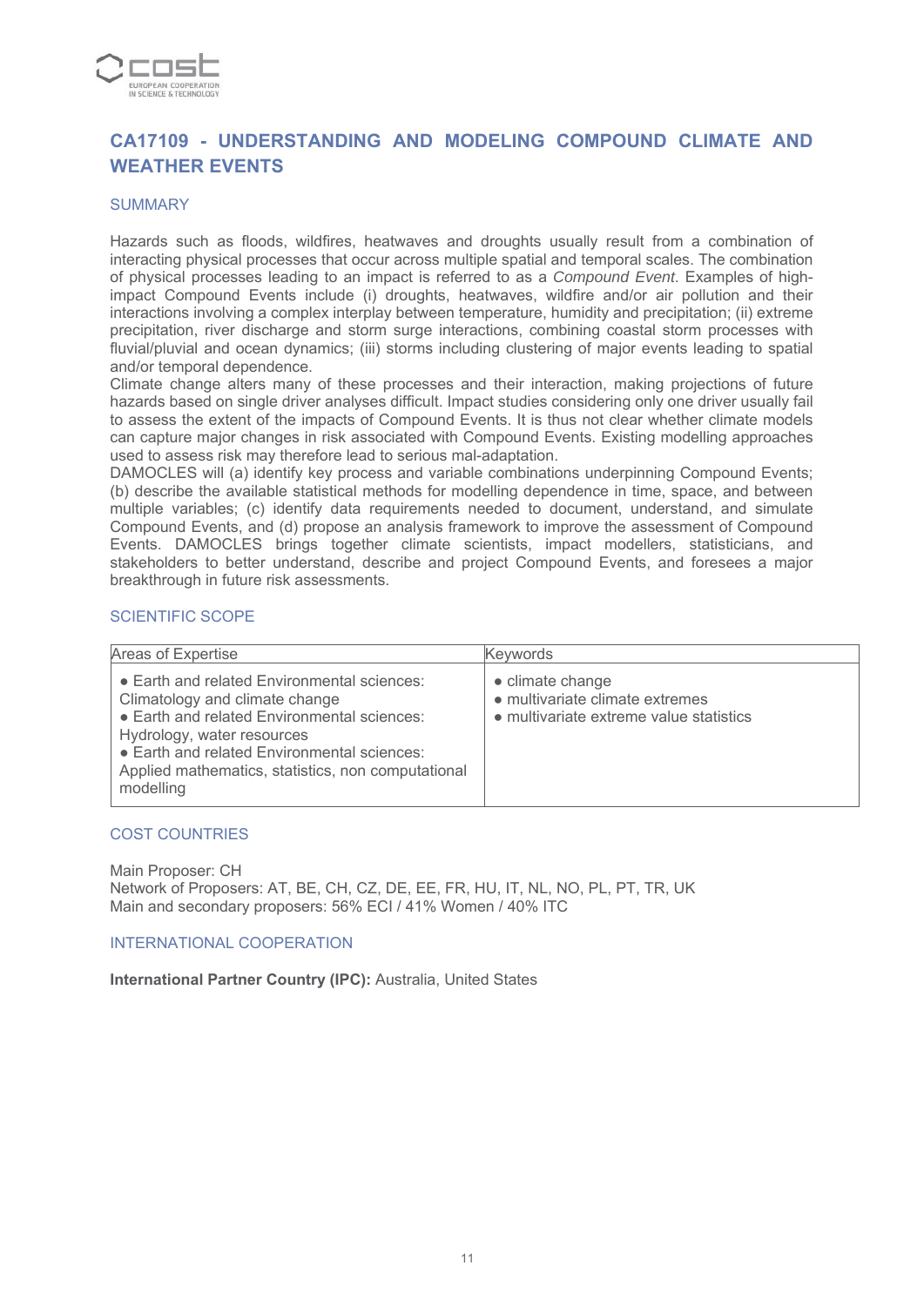# CA17109 - UNDERSTANDING AND MODELING COMPOUND CLIMATE AND WEATHER EVENTS

## SUMMARY

Hazards such as floods, wildfires, heatwaves and droughts usually result from a combination of interacting physical processes that occur across multiple spatial and temporal scales. The combination of physical processes leading to an impact is referred to as a *Compound Event*. Examples of high-impact Compound Events include (i) droughts, heatwaves, wildfire and/or air pollution and their interactions involving a complex interplay between temperature, humidity and precipitation; (ii) extreme precipitation, river discharge and storm surge interactions, combining coastal storm processes with fluvial/pluvial and ocean dynamics; (iii) storms including clustering of major events leading to spatial and/or temporal dependence.
Climate change alters many of these processes and their interaction, making projections of future hazards based on single driver analyses difficult. Impact studies considering only one driver usually fail to assess the extent of the impacts of Compound Events. It is thus not clear whether climate models can capture major changes in risk associated with Compound Events. Existing modelling approaches used to assess risk may therefore lead to serious mal-adaptation.
DAMOCLES will (a) identify key process and variable combinations underpinning Compound Events; (b) describe the available statistical methods for modelling dependence in time, space, and between multiple variables; (c) identify data requirements needed to document, understand, and simulate Compound Events, and (d) propose an analysis framework to improve the assessment of Compound Events. DAMOCLES brings together climate scientists, impact modellers, statisticians, and stakeholders to better understand, describe and project Compound Events, and foresees a major breakthrough in future risk assessments.

## SCIENTIFIC SCOPE

| Areas of Expertise | Keywords |
|---|---|
| • Earth and related Environmental sciences: Climatology and climate change<br>• Earth and related Environmental sciences: Hydrology, water resources<br>• Earth and related Environmental sciences: Applied mathematics, statistics, non computational modelling | • climate change<br>• multivariate climate extremes<br>• multivariate extreme value statistics |

## COST COUNTRIES

Main Proposer: CH
Network of Proposers: AT, BE, CH, CZ, DE, EE, FR, HU, IT, NL, NO, PL, PT, TR, UK
Main and secondary proposers: 56% ECI / 41% Women / 40% ITC

## INTERNATIONAL COOPERATION

**International Partner Country (IPC):** Australia, United States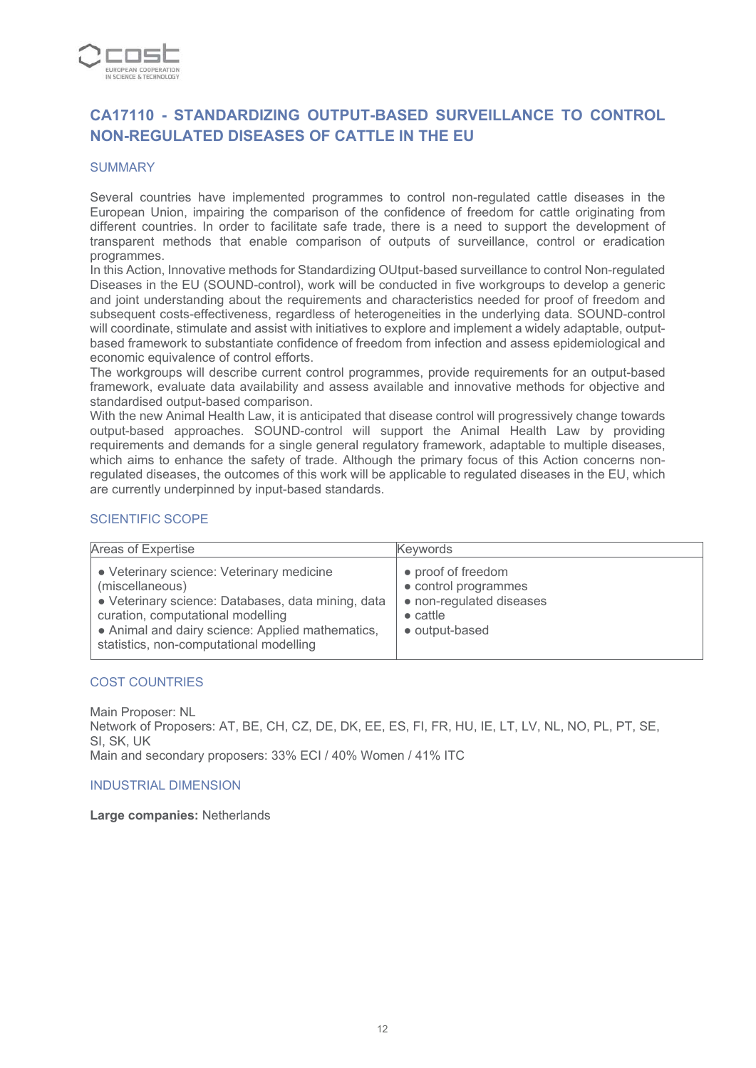## CA17110 - STANDARDIZING OUTPUT-BASED SURVEILLANCE TO CONTROL NON-REGULATED DISEASES OF CATTLE IN THE EU

### SUMMARY

Several countries have implemented programmes to control non-regulated cattle diseases in the European Union, impairing the comparison of the confidence of freedom for cattle originating from different countries. In order to facilitate safe trade, there is a need to support the development of transparent methods that enable comparison of outputs of surveillance, control or eradication programmes.

In this Action, Innovative methods for Standardizing OUtput-based surveillance to control Non-regulated Diseases in the EU (SOUND-control), work will be conducted in five workgroups to develop a generic and joint understanding about the requirements and characteristics needed for proof of freedom and subsequent costs-effectiveness, regardless of heterogeneities in the underlying data. SOUND-control will coordinate, stimulate and assist with initiatives to explore and implement a widely adaptable, output-based framework to substantiate confidence of freedom from infection and assess epidemiological and economic equivalence of control efforts.

The workgroups will describe current control programmes, provide requirements for an output-based framework, evaluate data availability and assess available and innovative methods for objective and standardised output-based comparison.

With the new Animal Health Law, it is anticipated that disease control will progressively change towards output-based approaches. SOUND-control will support the Animal Health Law by providing requirements and demands for a single general regulatory framework, adaptable to multiple diseases, which aims to enhance the safety of trade. Although the primary focus of this Action concerns non-regulated diseases, the outcomes of this work will be applicable to regulated diseases in the EU, which are currently underpinned by input-based standards.

### SCIENTIFIC SCOPE

| Areas of Expertise | Keywords |
|---|---|
| • Veterinary science: Veterinary medicine (miscellaneous)<br>• Veterinary science: Databases, data mining, data curation, computational modelling<br>• Animal and dairy science: Applied mathematics, statistics, non-computational modelling | • proof of freedom<br>• control programmes<br>• non-regulated diseases<br>• cattle<br>• output-based |

### COST COUNTRIES

Main Proposer: NL
Network of Proposers: AT, BE, CH, CZ, DE, DK, EE, ES, FI, FR, HU, IE, LT, LV, NL, NO, PL, PT, SE, SI, SK, UK
Main and secondary proposers: 33% ECI / 40% Women / 41% ITC

### INDUSTRIAL DIMENSION

**Large companies:** Netherlands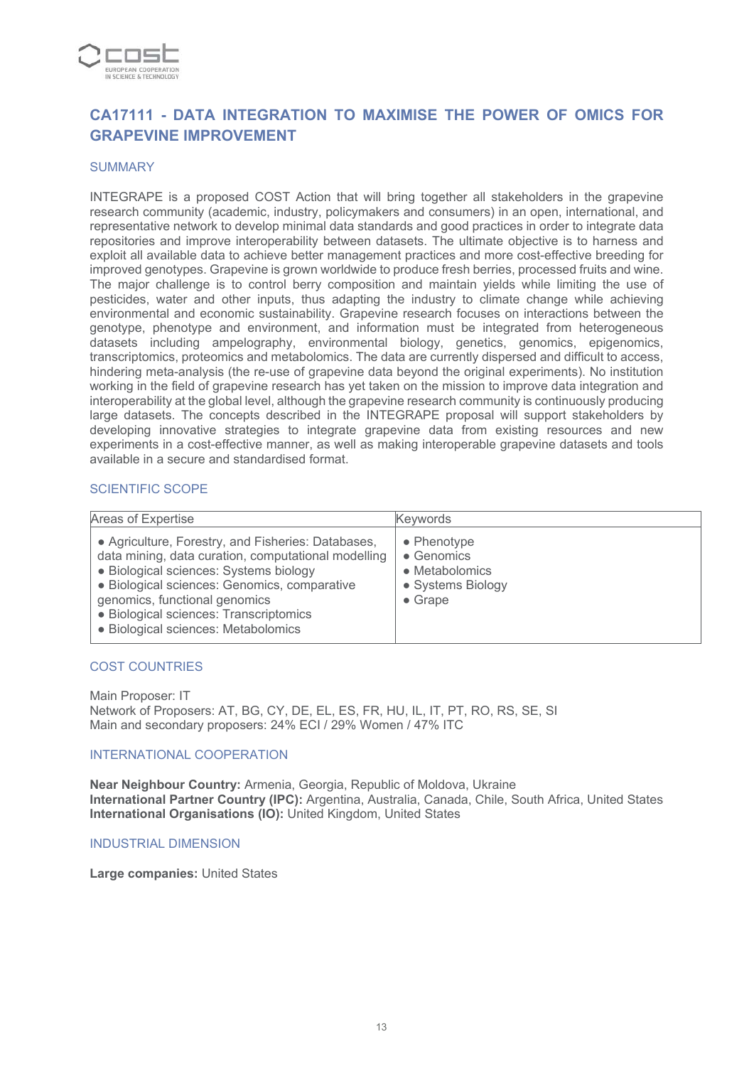## CA17111 - DATA INTEGRATION TO MAXIMISE THE POWER OF OMICS FOR GRAPEVINE IMPROVEMENT

### SUMMARY

INTEGRAPE is a proposed COST Action that will bring together all stakeholders in the grapevine research community (academic, industry, policymakers and consumers) in an open, international, and representative network to develop minimal data standards and good practices in order to integrate data repositories and improve interoperability between datasets. The ultimate objective is to harness and exploit all available data to achieve better management practices and more cost-effective breeding for improved genotypes. Grapevine is grown worldwide to produce fresh berries, processed fruits and wine. The major challenge is to control berry composition and maintain yields while limiting the use of pesticides, water and other inputs, thus adapting the industry to climate change while achieving environmental and economic sustainability. Grapevine research focuses on interactions between the genotype, phenotype and environment, and information must be integrated from heterogeneous datasets including ampelography, environmental biology, genetics, genomics, epigenomics, transcriptomics, proteomics and metabolomics. The data are currently dispersed and difficult to access, hindering meta-analysis (the re-use of grapevine data beyond the original experiments). No institution working in the field of grapevine research has yet taken on the mission to improve data integration and interoperability at the global level, although the grapevine research community is continuously producing large datasets. The concepts described in the INTEGRAPE proposal will support stakeholders by developing innovative strategies to integrate grapevine data from existing resources and new experiments in a cost-effective manner, as well as making interoperable grapevine datasets and tools available in a secure and standardised format.

### SCIENTIFIC SCOPE

| Areas of Expertise | Keywords |
|---|---|
| • Agriculture, Forestry, and Fisheries: Databases, data mining, data curation, computational modelling<br>• Biological sciences: Systems biology<br>• Biological sciences: Genomics, comparative genomics, functional genomics<br>• Biological sciences: Transcriptomics<br>• Biological sciences: Metabolomics | • Phenotype<br>• Genomics<br>• Metabolomics<br>• Systems Biology<br>• Grape |

### COST COUNTRIES

Main Proposer: IT
Network of Proposers: AT, BG, CY, DE, EL, ES, FR, HU, IL, IT, PT, RO, RS, SE, SI
Main and secondary proposers: 24% ECI / 29% Women / 47% ITC

### INTERNATIONAL COOPERATION

**Near Neighbour Country:** Armenia, Georgia, Republic of Moldova, Ukraine
**International Partner Country (IPC):** Argentina, Australia, Canada, Chile, South Africa, United States
**International Organisations (IO):** United Kingdom, United States

### INDUSTRIAL DIMENSION

**Large companies:** United States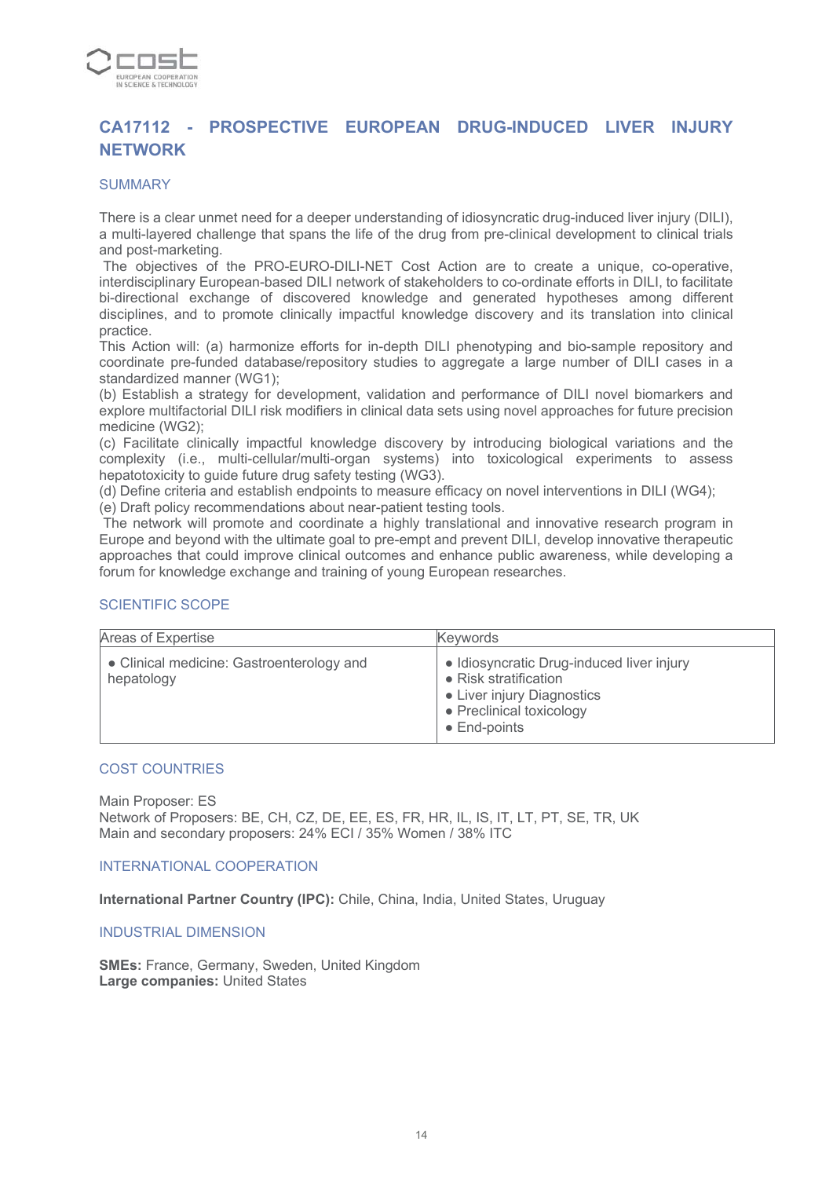# CA17112 - PROSPECTIVE EUROPEAN DRUG-INDUCED LIVER INJURY NETWORK

## SUMMARY

There is a clear unmet need for a deeper understanding of idiosyncratic drug-induced liver injury (DILI), a multi-layered challenge that spans the life of the drug from pre-clinical development to clinical trials and post-marketing.

The objectives of the PRO-EURO-DILI-NET Cost Action are to create a unique, co-operative, interdisciplinary European-based DILI network of stakeholders to co-ordinate efforts in DILI, to facilitate bi-directional exchange of discovered knowledge and generated hypotheses among different disciplines, and to promote clinically impactful knowledge discovery and its translation into clinical practice.

This Action will: (a) harmonize efforts for in-depth DILI phenotyping and bio-sample repository and coordinate pre-funded database/repository studies to aggregate a large number of DILI cases in a standardized manner (WG1);

(b) Establish a strategy for development, validation and performance of DILI novel biomarkers and explore multifactorial DILI risk modifiers in clinical data sets using novel approaches for future precision medicine (WG2);

(c) Facilitate clinically impactful knowledge discovery by introducing biological variations and the complexity (i.e., multi-cellular/multi-organ systems) into toxicological experiments to assess hepatotoxicity to guide future drug safety testing (WG3).

(d) Define criteria and establish endpoints to measure efficacy on novel interventions in DILI (WG4);

(e) Draft policy recommendations about near-patient testing tools.

The network will promote and coordinate a highly translational and innovative research program in Europe and beyond with the ultimate goal to pre-empt and prevent DILI, develop innovative therapeutic approaches that could improve clinical outcomes and enhance public awareness, while developing a forum for knowledge exchange and training of young European researches.

## SCIENTIFIC SCOPE

| Areas of Expertise | Keywords |
|---|---|
| • Clinical medicine: Gastroenterology and hepatology | • Idiosyncratic Drug-induced liver injury<br>• Risk stratification<br>• Liver injury Diagnostics<br>• Preclinical toxicology<br>• End-points |

## COST COUNTRIES

Main Proposer: ES
Network of Proposers: BE, CH, CZ, DE, EE, ES, FR, HR, IL, IS, IT, LT, PT, SE, TR, UK
Main and secondary proposers: 24% ECI / 35% Women / 38% ITC

## INTERNATIONAL COOPERATION

**International Partner Country (IPC):** Chile, China, India, United States, Uruguay

## INDUSTRIAL DIMENSION

**SMEs:** France, Germany, Sweden, United Kingdom
**Large companies:** United States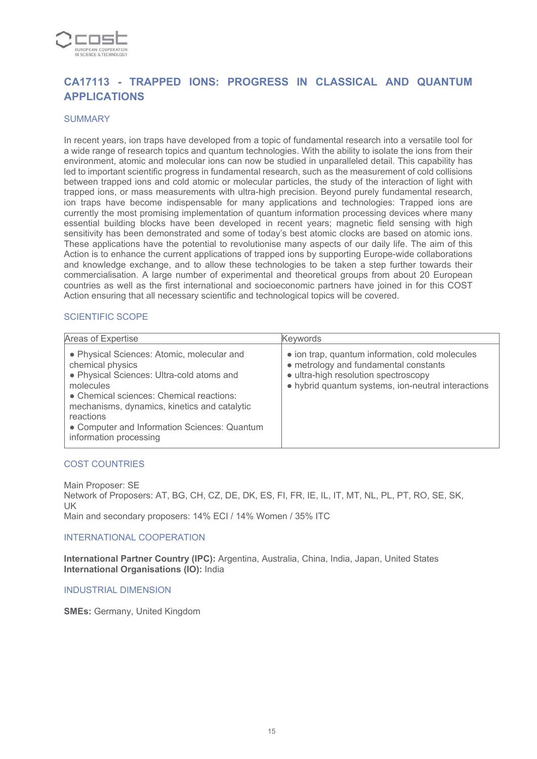## CA17113 - TRAPPED IONS: PROGRESS IN CLASSICAL AND QUANTUM APPLICATIONS

### SUMMARY

In recent years, ion traps have developed from a topic of fundamental research into a versatile tool for a wide range of research topics and quantum technologies. With the ability to isolate the ions from their environment, atomic and molecular ions can now be studied in unparalleled detail. This capability has led to important scientific progress in fundamental research, such as the measurement of cold collisions between trapped ions and cold atomic or molecular particles, the study of the interaction of light with trapped ions, or mass measurements with ultra-high precision. Beyond purely fundamental research, ion traps have become indispensable for many applications and technologies: Trapped ions are currently the most promising implementation of quantum information processing devices where many essential building blocks have been developed in recent years; magnetic field sensing with high sensitivity has been demonstrated and some of today's best atomic clocks are based on atomic ions. These applications have the potential to revolutionise many aspects of our daily life. The aim of this Action is to enhance the current applications of trapped ions by supporting Europe-wide collaborations and knowledge exchange, and to allow these technologies to be taken a step further towards their commercialisation. A large number of experimental and theoretical groups from about 20 European countries as well as the first international and socioeconomic partners have joined in for this COST Action ensuring that all necessary scientific and technological topics will be covered.

### SCIENTIFIC SCOPE

| Areas of Expertise | Keywords |
|---|---|
| • Physical Sciences: Atomic, molecular and chemical physics<br>• Physical Sciences: Ultra-cold atoms and molecules<br>• Chemical sciences: Chemical reactions: mechanisms, dynamics, kinetics and catalytic reactions<br>• Computer and Information Sciences: Quantum information processing | • ion trap, quantum information, cold molecules<br>• metrology and fundamental constants<br>• ultra-high resolution spectroscopy<br>• hybrid quantum systems, ion-neutral interactions |

### COST COUNTRIES

Main Proposer: SE
Network of Proposers: AT, BG, CH, CZ, DE, DK, ES, FI, FR, IE, IL, IT, MT, NL, PL, PT, RO, SE, SK, UK
Main and secondary proposers: 14% ECI / 14% Women / 35% ITC

### INTERNATIONAL COOPERATION

**International Partner Country (IPC):** Argentina, Australia, China, India, Japan, United States
**International Organisations (IO):** India

### INDUSTRIAL DIMENSION

**SMEs:** Germany, United Kingdom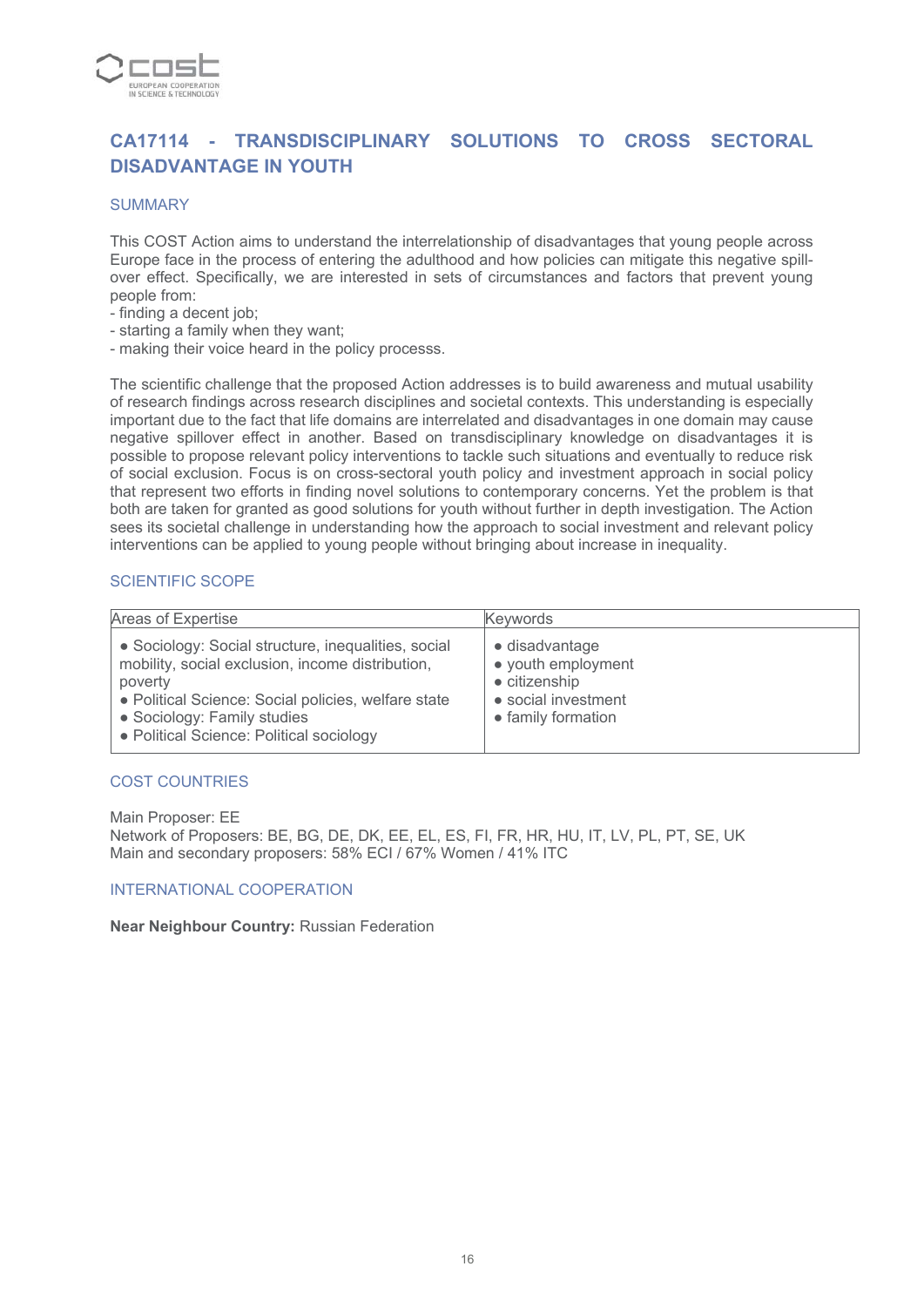## CA17114 - TRANSDISCIPLINARY SOLUTIONS TO CROSS SECTORAL DISADVANTAGE IN YOUTH

### SUMMARY

This COST Action aims to understand the interrelationship of disadvantages that young people across Europe face in the process of entering the adulthood and how policies can mitigate this negative spill-over effect. Specifically, we are interested in sets of circumstances and factors that prevent young people from:
- finding a decent job;
- starting a family when they want;
- making their voice heard in the policy processs.

The scientific challenge that the proposed Action addresses is to build awareness and mutual usability of research findings across research disciplines and societal contexts. This understanding is especially important due to the fact that life domains are interrelated and disadvantages in one domain may cause negative spillover effect in another. Based on transdisciplinary knowledge on disadvantages it is possible to propose relevant policy interventions to tackle such situations and eventually to reduce risk of social exclusion. Focus is on cross-sectoral youth policy and investment approach in social policy that represent two efforts in finding novel solutions to contemporary concerns. Yet the problem is that both are taken for granted as good solutions for youth without further in depth investigation. The Action sees its societal challenge in understanding how the approach to social investment and relevant policy interventions can be applied to young people without bringing about increase in inequality.

### SCIENTIFIC SCOPE

| Areas of Expertise | Keywords |
|---|---|
| • Sociology: Social structure, inequalities, social mobility, social exclusion, income distribution, poverty<br>• Political Science: Social policies, welfare state<br>• Sociology: Family studies<br>• Political Science: Political sociology | • disadvantage<br>• youth employment<br>• citizenship<br>• social investment<br>• family formation |

### COST COUNTRIES

Main Proposer: EE
Network of Proposers: BE, BG, DE, DK, EE, EL, ES, FI, FR, HR, HU, IT, LV, PL, PT, SE, UK
Main and secondary proposers: 58% ECI / 67% Women / 41% ITC

### INTERNATIONAL COOPERATION

**Near Neighbour Country:** Russian Federation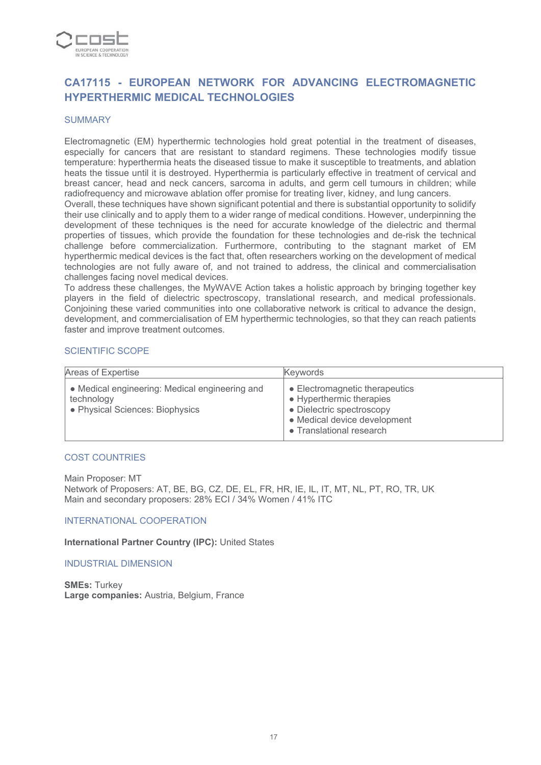## CA17115 - EUROPEAN NETWORK FOR ADVANCING ELECTROMAGNETIC HYPERTHERMIC MEDICAL TECHNOLOGIES

### SUMMARY

Electromagnetic (EM) hyperthermic technologies hold great potential in the treatment of diseases, especially for cancers that are resistant to standard regimens. These technologies modify tissue temperature: hyperthermia heats the diseased tissue to make it susceptible to treatments, and ablation heats the tissue until it is destroyed. Hyperthermia is particularly effective in treatment of cervical and breast cancer, head and neck cancers, sarcoma in adults, and germ cell tumours in children; while radiofrequency and microwave ablation offer promise for treating liver, kidney, and lung cancers.
Overall, these techniques have shown significant potential and there is substantial opportunity to solidify their use clinically and to apply them to a wider range of medical conditions. However, underpinning the development of these techniques is the need for accurate knowledge of the dielectric and thermal properties of tissues, which provide the foundation for these technologies and de-risk the technical challenge before commercialization. Furthermore, contributing to the stagnant market of EM hyperthermic medical devices is the fact that, often researchers working on the development of medical technologies are not fully aware of, and not trained to address, the clinical and commercialisation challenges facing novel medical devices.
To address these challenges, the MyWAVE Action takes a holistic approach by bringing together key players in the field of dielectric spectroscopy, translational research, and medical professionals. Conjoining these varied communities into one collaborative network is critical to advance the design, development, and commercialisation of EM hyperthermic technologies, so that they can reach patients faster and improve treatment outcomes.

### SCIENTIFIC SCOPE

| Areas of Expertise | Keywords |
| --- | --- |
| • Medical engineering: Medical engineering and technology<br>• Physical Sciences: Biophysics | • Electromagnetic therapeutics<br>• Hyperthermic therapies<br>• Dielectric spectroscopy<br>• Medical device development<br>• Translational research |

### COST COUNTRIES

Main Proposer: MT
Network of Proposers: AT, BE, BG, CZ, DE, EL, FR, HR, IE, IL, IT, MT, NL, PT, RO, TR, UK
Main and secondary proposers: 28% ECI / 34% Women / 41% ITC

### INTERNATIONAL COOPERATION

**International Partner Country (IPC):** United States

### INDUSTRIAL DIMENSION

**SMEs:** Turkey
**Large companies:** Austria, Belgium, France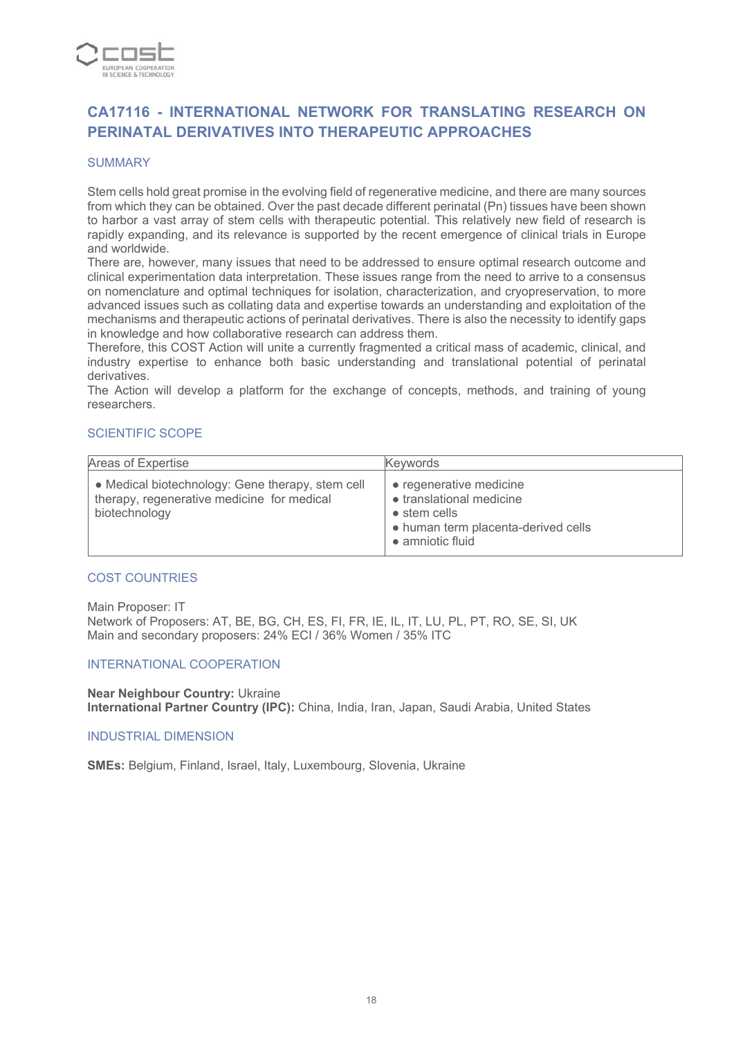## CA17116 - INTERNATIONAL NETWORK FOR TRANSLATING RESEARCH ON PERINATAL DERIVATIVES INTO THERAPEUTIC APPROACHES

### SUMMARY

Stem cells hold great promise in the evolving field of regenerative medicine, and there are many sources from which they can be obtained. Over the past decade different perinatal (Pn) tissues have been shown to harbor a vast array of stem cells with therapeutic potential. This relatively new field of research is rapidly expanding, and its relevance is supported by the recent emergence of clinical trials in Europe and worldwide.
There are, however, many issues that need to be addressed to ensure optimal research outcome and clinical experimentation data interpretation. These issues range from the need to arrive to a consensus on nomenclature and optimal techniques for isolation, characterization, and cryopreservation, to more advanced issues such as collating data and expertise towards an understanding and exploitation of the mechanisms and therapeutic actions of perinatal derivatives. There is also the necessity to identify gaps in knowledge and how collaborative research can address them.
Therefore, this COST Action will unite a currently fragmented a critical mass of academic, clinical, and industry expertise to enhance both basic understanding and translational potential of perinatal derivatives.
The Action will develop a platform for the exchange of concepts, methods, and training of young researchers.

### SCIENTIFIC SCOPE

| Areas of Expertise | Keywords |
|---|---|
| • Medical biotechnology: Gene therapy, stem cell therapy, regenerative medicine for medical biotechnology | • regenerative medicine<br>• translational medicine<br>• stem cells<br>• human term placenta-derived cells<br>• amniotic fluid |

### COST COUNTRIES

Main Proposer: IT
Network of Proposers: AT, BE, BG, CH, ES, FI, FR, IE, IL, IT, LU, PL, PT, RO, SE, SI, UK
Main and secondary proposers: 24% ECI / 36% Women / 35% ITC

### INTERNATIONAL COOPERATION

**Near Neighbour Country:** Ukraine
**International Partner Country (IPC):** China, India, Iran, Japan, Saudi Arabia, United States

### INDUSTRIAL DIMENSION

**SMEs:** Belgium, Finland, Israel, Italy, Luxembourg, Slovenia, Ukraine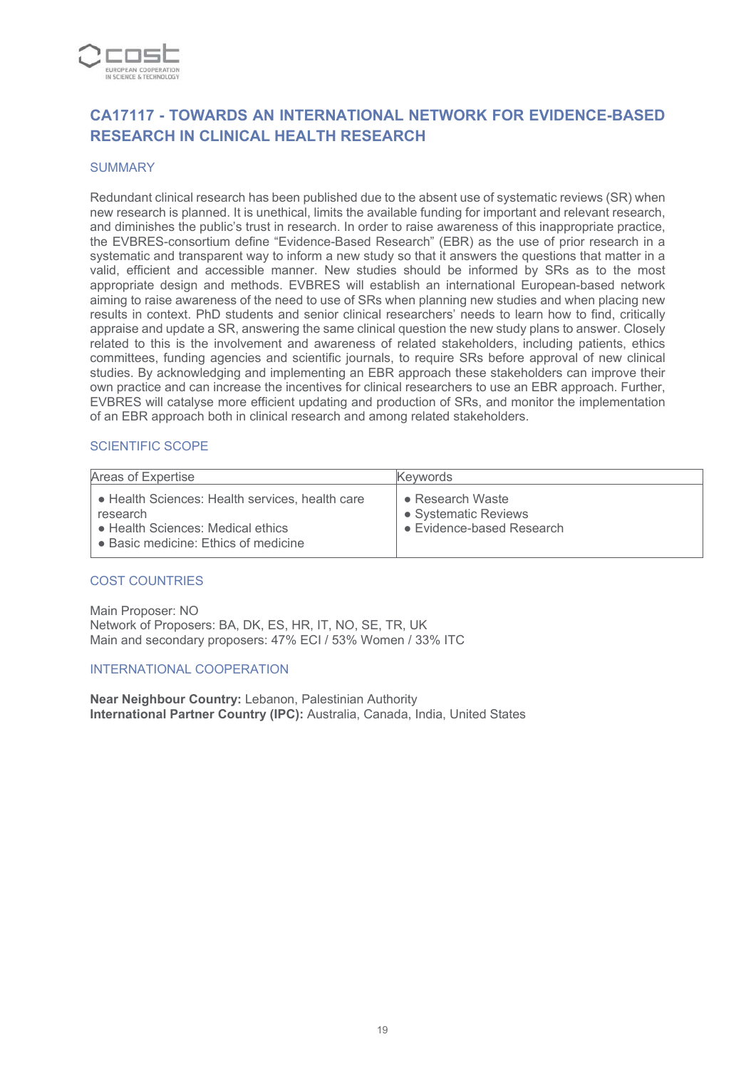## CA17117 - TOWARDS AN INTERNATIONAL NETWORK FOR EVIDENCE-BASED RESEARCH IN CLINICAL HEALTH RESEARCH

### SUMMARY

Redundant clinical research has been published due to the absent use of systematic reviews (SR) when new research is planned. It is unethical, limits the available funding for important and relevant research, and diminishes the public's trust in research. In order to raise awareness of this inappropriate practice, the EVBRES-consortium define "Evidence-Based Research" (EBR) as the use of prior research in a systematic and transparent way to inform a new study so that it answers the questions that matter in a valid, efficient and accessible manner. New studies should be informed by SRs as to the most appropriate design and methods. EVBRES will establish an international European-based network aiming to raise awareness of the need to use of SRs when planning new studies and when placing new results in context. PhD students and senior clinical researchers' needs to learn how to find, critically appraise and update a SR, answering the same clinical question the new study plans to answer. Closely related to this is the involvement and awareness of related stakeholders, including patients, ethics committees, funding agencies and scientific journals, to require SRs before approval of new clinical studies. By acknowledging and implementing an EBR approach these stakeholders can improve their own practice and can increase the incentives for clinical researchers to use an EBR approach. Further, EVBRES will catalyse more efficient updating and production of SRs, and monitor the implementation of an EBR approach both in clinical research and among related stakeholders.

### SCIENTIFIC SCOPE

| Areas of Expertise | Keywords |
| --- | --- |
| • Health Sciences: Health services, health care research<br>• Health Sciences: Medical ethics<br>• Basic medicine: Ethics of medicine | • Research Waste<br>• Systematic Reviews<br>• Evidence-based Research |

### COST COUNTRIES

Main Proposer: NO
Network of Proposers: BA, DK, ES, HR, IT, NO, SE, TR, UK
Main and secondary proposers: 47% ECI / 53% Women / 33% ITC

### INTERNATIONAL COOPERATION

**Near Neighbour Country:** Lebanon, Palestinian Authority
**International Partner Country (IPC):** Australia, Canada, India, United States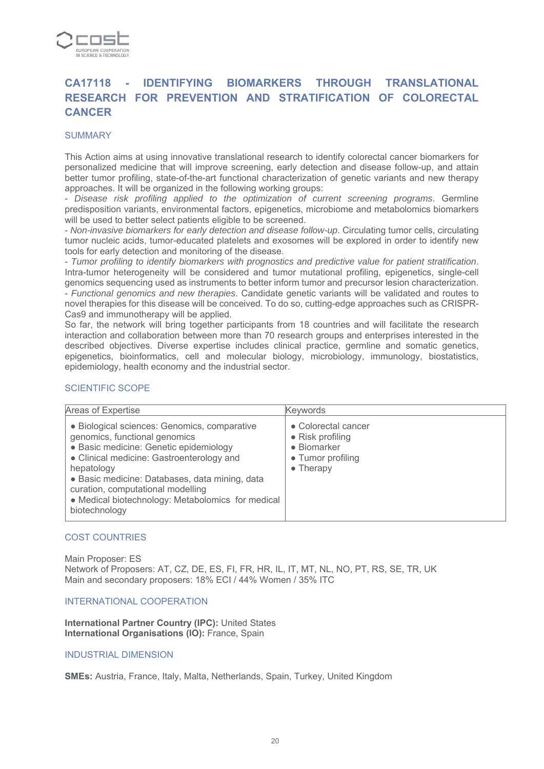## CA17118 - IDENTIFYING BIOMARKERS THROUGH TRANSLATIONAL RESEARCH FOR PREVENTION AND STRATIFICATION OF COLORECTAL CANCER

### SUMMARY

This Action aims at using innovative translational research to identify colorectal cancer biomarkers for personalized medicine that will improve screening, early detection and disease follow-up, and attain better tumor profiling, state-of-the-art functional characterization of genetic variants and new therapy approaches. It will be organized in the following working groups:

- *Disease risk profiling applied to the optimization of current screening programs*. Germline predisposition variants, environmental factors, epigenetics, microbiome and metabolomics biomarkers will be used to better select patients eligible to be screened.
- *Non-invasive biomarkers for early detection and disease follow-up*. Circulating tumor cells, circulating tumor nucleic acids, tumor-educated platelets and exosomes will be explored in order to identify new tools for early detection and monitoring of the disease.
- *Tumor profiling to identify biomarkers with prognostics and predictive value for patient stratification*. Intra-tumor heterogeneity will be considered and tumor mutational profiling, epigenetics, single-cell genomics sequencing used as instruments to better inform tumor and precursor lesion characterization.
- *Functional genomics and new therapies*. Candidate genetic variants will be validated and routes to novel therapies for this disease will be conceived. To do so, cutting-edge approaches such as CRISPR-Cas9 and immunotherapy will be applied.

So far, the network will bring together participants from 18 countries and will facilitate the research interaction and collaboration between more than 70 research groups and enterprises interested in the described objectives. Diverse expertise includes clinical practice, germline and somatic genetics, epigenetics, bioinformatics, cell and molecular biology, microbiology, immunology, biostatistics, epidemiology, health economy and the industrial sector.

### SCIENTIFIC SCOPE

| Areas of Expertise | Keywords |
|---|---|
| • Biological sciences: Genomics, comparative genomics, functional genomics<br>• Basic medicine: Genetic epidemiology<br>• Clinical medicine: Gastroenterology and hepatology<br>• Basic medicine: Databases, data mining, data curation, computational modelling<br>• Medical biotechnology: Metabolomics for medical biotechnology | • Colorectal cancer<br>• Risk profiling<br>• Biomarker<br>• Tumor profiling<br>• Therapy |

### COST COUNTRIES

Main Proposer: ES
Network of Proposers: AT, CZ, DE, ES, FI, FR, HR, IL, IT, MT, NL, NO, PT, RS, SE, TR, UK
Main and secondary proposers: 18% ECI / 44% Women / 35% ITC

### INTERNATIONAL COOPERATION

**International Partner Country (IPC):** United States
**International Organisations (IO):** France, Spain

### INDUSTRIAL DIMENSION

**SMEs:** Austria, France, Italy, Malta, Netherlands, Spain, Turkey, United Kingdom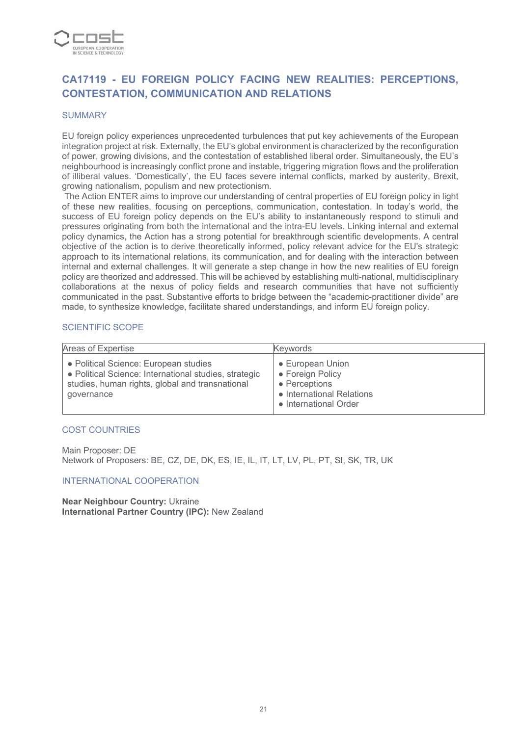## CA17119 - EU FOREIGN POLICY FACING NEW REALITIES: PERCEPTIONS, CONTESTATION, COMMUNICATION AND RELATIONS

### SUMMARY

EU foreign policy experiences unprecedented turbulences that put key achievements of the European integration project at risk. Externally, the EU's global environment is characterized by the reconfiguration of power, growing divisions, and the contestation of established liberal order. Simultaneously, the EU's neighbourhood is increasingly conflict prone and instable, triggering migration flows and the proliferation of illiberal values. 'Domestically', the EU faces severe internal conflicts, marked by austerity, Brexit, growing nationalism, populism and new protectionism.

The Action ENTER aims to improve our understanding of central properties of EU foreign policy in light of these new realities, focusing on perceptions, communication, contestation. In today's world, the success of EU foreign policy depends on the EU's ability to instantaneously respond to stimuli and pressures originating from both the international and the intra-EU levels. Linking internal and external policy dynamics, the Action has a strong potential for breakthrough scientific developments. A central objective of the action is to derive theoretically informed, policy relevant advice for the EU's strategic approach to its international relations, its communication, and for dealing with the interaction between internal and external challenges. It will generate a step change in how the new realities of EU foreign policy are theorized and addressed. This will be achieved by establishing multi-national, multidisciplinary collaborations at the nexus of policy fields and research communities that have not sufficiently communicated in the past. Substantive efforts to bridge between the "academic-practitioner divide" are made, to synthesize knowledge, facilitate shared understandings, and inform EU foreign policy.

### SCIENTIFIC SCOPE

| Areas of Expertise | Keywords |
|---|---|
| • Political Science: European studies<br>• Political Science: International studies, strategic studies, human rights, global and transnational governance | • European Union<br>• Foreign Policy<br>• Perceptions<br>• International Relations<br>• International Order |

### COST COUNTRIES

Main Proposer: DE

Network of Proposers: BE, CZ, DE, DK, ES, IE, IL, IT, LT, LV, PL, PT, SI, SK, TR, UK

### INTERNATIONAL COOPERATION

**Near Neighbour Country:** Ukraine

**International Partner Country (IPC):** New Zealand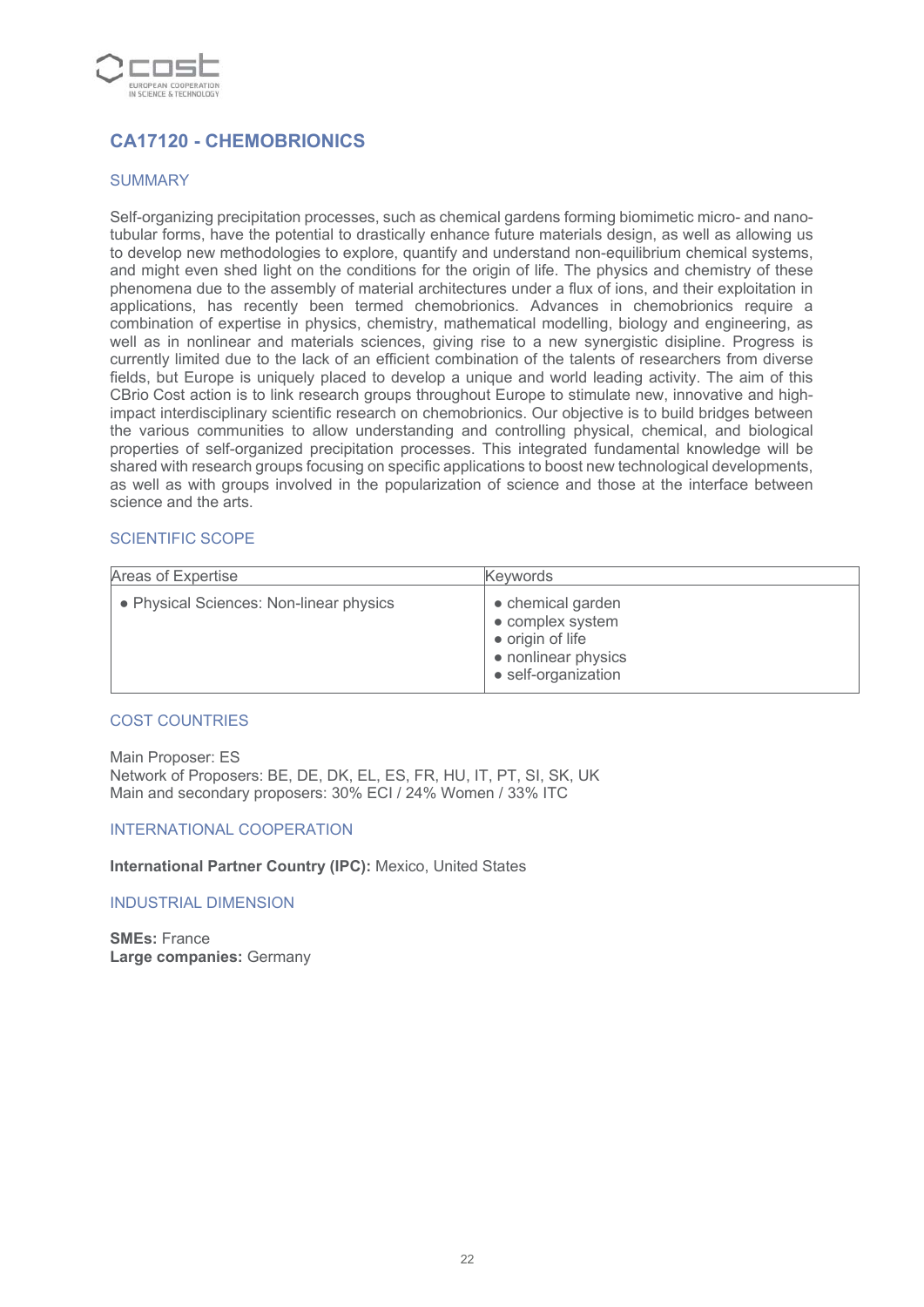## CA17120 - CHEMOBRIONICS

### SUMMARY

Self-organizing precipitation processes, such as chemical gardens forming biomimetic micro- and nano-tubular forms, have the potential to drastically enhance future materials design, as well as allowing us to develop new methodologies to explore, quantify and understand non-equilibrium chemical systems, and might even shed light on the conditions for the origin of life. The physics and chemistry of these phenomena due to the assembly of material architectures under a flux of ions, and their exploitation in applications, has recently been termed chemobrionics. Advances in chemobrionics require a combination of expertise in physics, chemistry, mathematical modelling, biology and engineering, as well as in nonlinear and materials sciences, giving rise to a new synergistic disipline. Progress is currently limited due to the lack of an efficient combination of the talents of researchers from diverse fields, but Europe is uniquely placed to develop a unique and world leading activity. The aim of this CBrio Cost action is to link research groups throughout Europe to stimulate new, innovative and high-impact interdisciplinary scientific research on chemobrionics. Our objective is to build bridges between the various communities to allow understanding and controlling physical, chemical, and biological properties of self-organized precipitation processes. This integrated fundamental knowledge will be shared with research groups focusing on specific applications to boost new technological developments, as well as with groups involved in the popularization of science and those at the interface between science and the arts.

### SCIENTIFIC SCOPE

| Areas of Expertise | Keywords |
|---|---|
| • Physical Sciences: Non-linear physics | • chemical garden<br>• complex system<br>• origin of life<br>• nonlinear physics<br>• self-organization |

### COST COUNTRIES

Main Proposer: ES
Network of Proposers: BE, DE, DK, EL, ES, FR, HU, IT, PT, SI, SK, UK
Main and secondary proposers: 30% ECI / 24% Women / 33% ITC

### INTERNATIONAL COOPERATION

**International Partner Country (IPC):** Mexico, United States

### INDUSTRIAL DIMENSION

**SMEs:** France
**Large companies:** Germany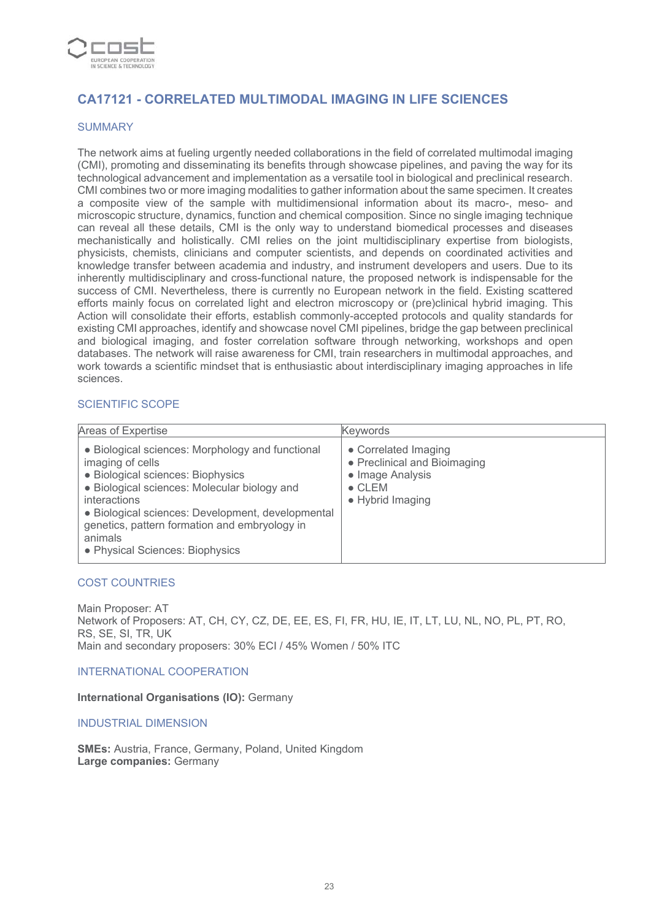## CA17121 - CORRELATED MULTIMODAL IMAGING IN LIFE SCIENCES

### SUMMARY

The network aims at fueling urgently needed collaborations in the field of correlated multimodal imaging (CMI), promoting and disseminating its benefits through showcase pipelines, and paving the way for its technological advancement and implementation as a versatile tool in biological and preclinical research. CMI combines two or more imaging modalities to gather information about the same specimen. It creates a composite view of the sample with multidimensional information about its macro-, meso- and microscopic structure, dynamics, function and chemical composition. Since no single imaging technique can reveal all these details, CMI is the only way to understand biomedical processes and diseases mechanistically and holistically. CMI relies on the joint multidisciplinary expertise from biologists, physicists, chemists, clinicians and computer scientists, and depends on coordinated activities and knowledge transfer between academia and industry, and instrument developers and users. Due to its inherently multidisciplinary and cross-functional nature, the proposed network is indispensable for the success of CMI. Nevertheless, there is currently no European network in the field. Existing scattered efforts mainly focus on correlated light and electron microscopy or (pre)clinical hybrid imaging. This Action will consolidate their efforts, establish commonly-accepted protocols and quality standards for existing CMI approaches, identify and showcase novel CMI pipelines, bridge the gap between preclinical and biological imaging, and foster correlation software through networking, workshops and open databases. The network will raise awareness for CMI, train researchers in multimodal approaches, and work towards a scientific mindset that is enthusiastic about interdisciplinary imaging approaches in life sciences.

### SCIENTIFIC SCOPE

| Areas of Expertise | Keywords |
|---|---|
| • Biological sciences: Morphology and functional imaging of cells<br>• Biological sciences: Biophysics<br>• Biological sciences: Molecular biology and interactions<br>• Biological sciences: Development, developmental genetics, pattern formation and embryology in animals<br>• Physical Sciences: Biophysics | • Correlated Imaging<br>• Preclinical and Bioimaging<br>• Image Analysis<br>• CLEM<br>• Hybrid Imaging |

### COST COUNTRIES

Main Proposer: AT
Network of Proposers: AT, CH, CY, CZ, DE, EE, ES, FI, FR, HU, IE, IT, LT, LU, NL, NO, PL, PT, RO, RS, SE, SI, TR, UK
Main and secondary proposers: 30% ECI / 45% Women / 50% ITC

### INTERNATIONAL COOPERATION

**International Organisations (IO):** Germany

### INDUSTRIAL DIMENSION

**SMEs:** Austria, France, Germany, Poland, United Kingdom
**Large companies:** Germany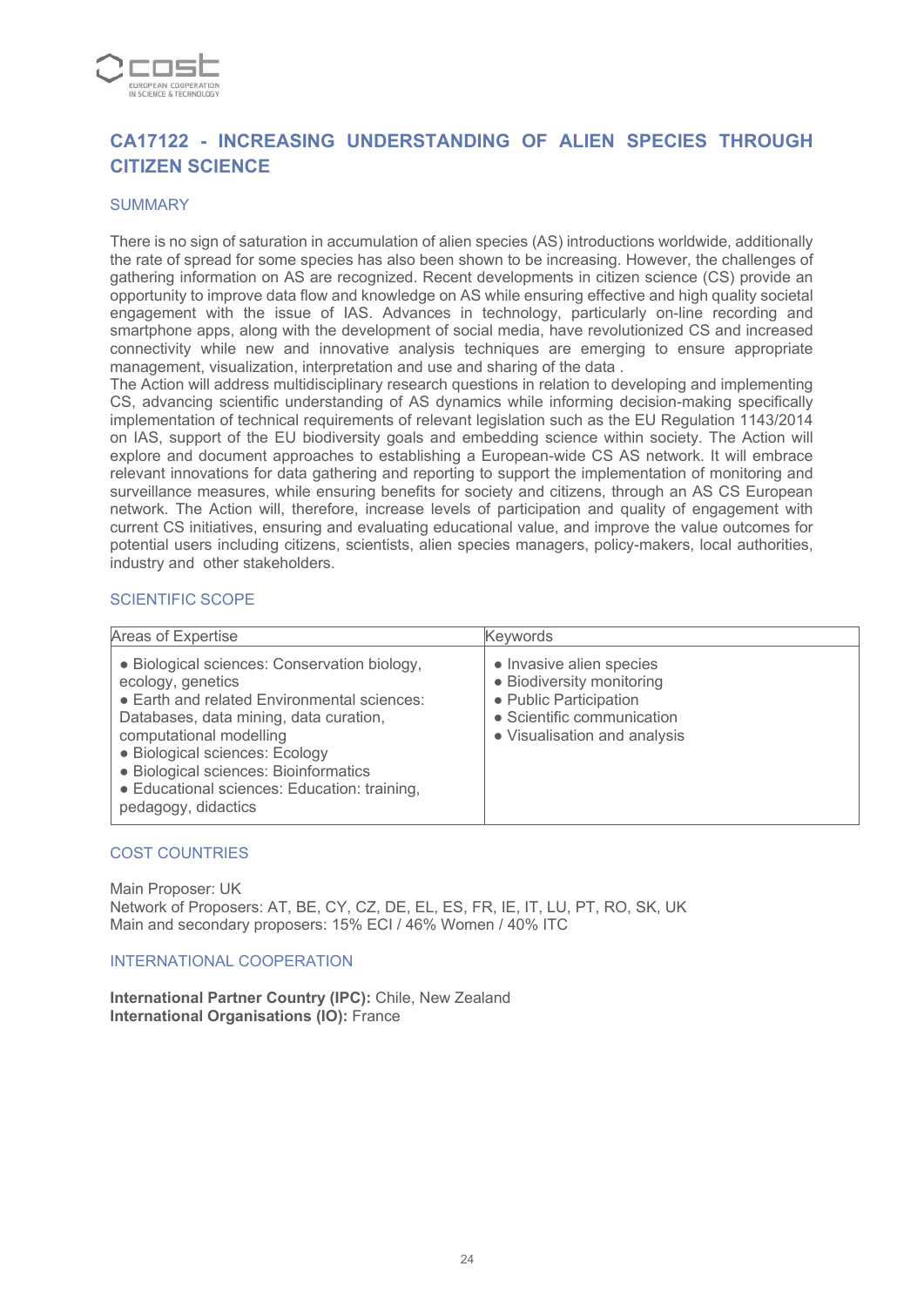## CA17122 - INCREASING UNDERSTANDING OF ALIEN SPECIES THROUGH CITIZEN SCIENCE

### SUMMARY

There is no sign of saturation in accumulation of alien species (AS) introductions worldwide, additionally the rate of spread for some species has also been shown to be increasing. However, the challenges of gathering information on AS are recognized. Recent developments in citizen science (CS) provide an opportunity to improve data flow and knowledge on AS while ensuring effective and high quality societal engagement with the issue of IAS. Advances in technology, particularly on-line recording and smartphone apps, along with the development of social media, have revolutionized CS and increased connectivity while new and innovative analysis techniques are emerging to ensure appropriate management, visualization, interpretation and use and sharing of the data .

The Action will address multidisciplinary research questions in relation to developing and implementing CS, advancing scientific understanding of AS dynamics while informing decision-making specifically implementation of technical requirements of relevant legislation such as the EU Regulation 1143/2014 on IAS, support of the EU biodiversity goals and embedding science within society. The Action will explore and document approaches to establishing a European-wide CS AS network. It will embrace relevant innovations for data gathering and reporting to support the implementation of monitoring and surveillance measures, while ensuring benefits for society and citizens, through an AS CS European network. The Action will, therefore, increase levels of participation and quality of engagement with current CS initiatives, ensuring and evaluating educational value, and improve the value outcomes for potential users including citizens, scientists, alien species managers, policy-makers, local authorities, industry and other stakeholders.

### SCIENTIFIC SCOPE

| Areas of Expertise | Keywords |
|---|---|
| • Biological sciences: Conservation biology, ecology, genetics<br>• Earth and related Environmental sciences: Databases, data mining, data curation, computational modelling<br>• Biological sciences: Ecology<br>• Biological sciences: Bioinformatics<br>• Educational sciences: Education: training, pedagogy, didactics | • Invasive alien species<br>• Biodiversity monitoring<br>• Public Participation<br>• Scientific communication<br>• Visualisation and analysis |

### COST COUNTRIES

Main Proposer: UK
Network of Proposers: AT, BE, CY, CZ, DE, EL, ES, FR, IE, IT, LU, PT, RO, SK, UK
Main and secondary proposers: 15% ECI / 46% Women / 40% ITC

### INTERNATIONAL COOPERATION

**International Partner Country (IPC):** Chile, New Zealand
**International Organisations (IO):** France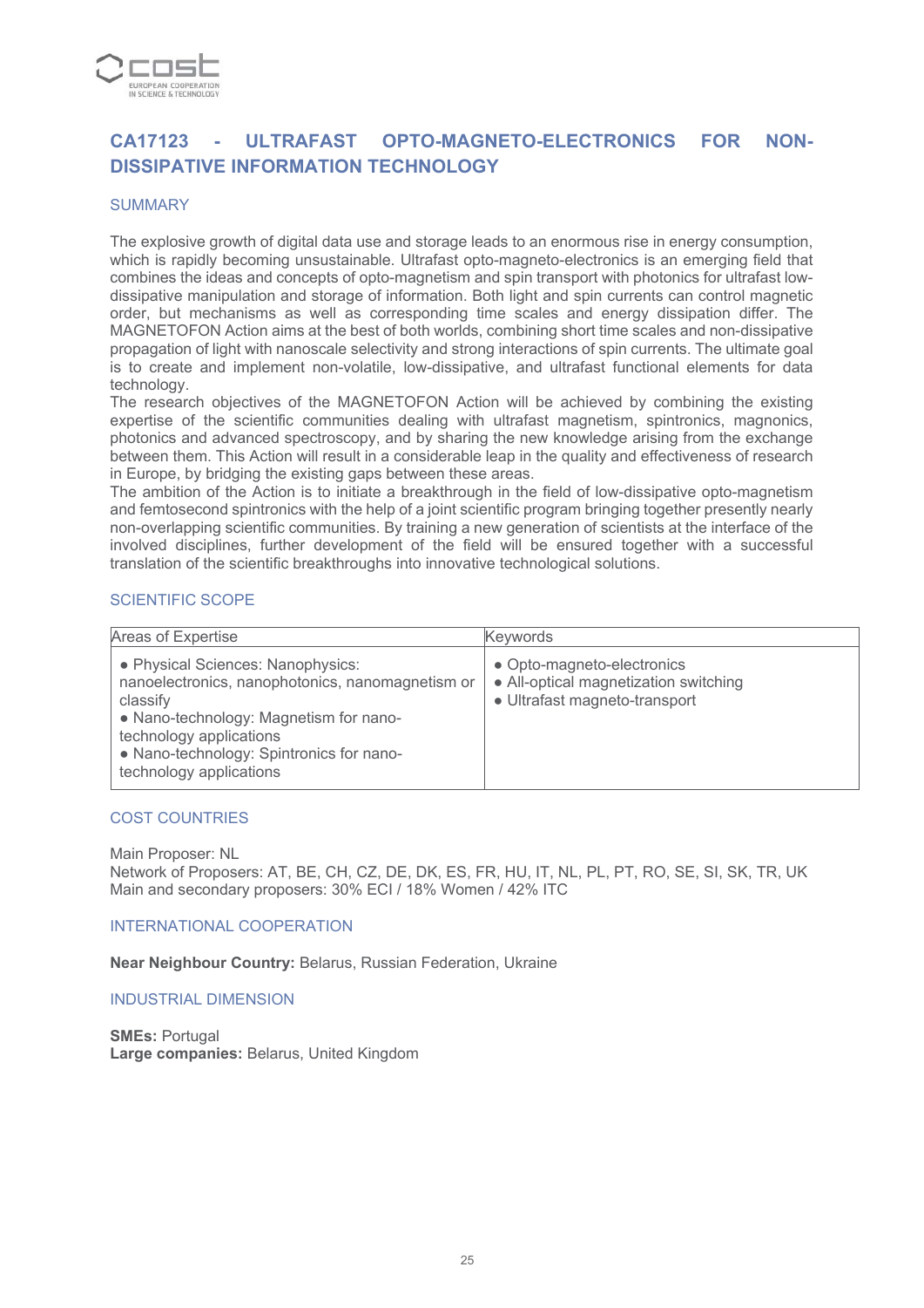## CA17123 - ULTRAFAST OPTO-MAGNETO-ELECTRONICS FOR NON-DISSIPATIVE INFORMATION TECHNOLOGY

### SUMMARY

The explosive growth of digital data use and storage leads to an enormous rise in energy consumption, which is rapidly becoming unsustainable. Ultrafast opto-magneto-electronics is an emerging field that combines the ideas and concepts of opto-magnetism and spin transport with photonics for ultrafast low-dissipative manipulation and storage of information. Both light and spin currents can control magnetic order, but mechanisms as well as corresponding time scales and energy dissipation differ. The MAGNETOFON Action aims at the best of both worlds, combining short time scales and non-dissipative propagation of light with nanoscale selectivity and strong interactions of spin currents. The ultimate goal is to create and implement non-volatile, low-dissipative, and ultrafast functional elements for data technology.
The research objectives of the MAGNETOFON Action will be achieved by combining the existing expertise of the scientific communities dealing with ultrafast magnetism, spintronics, magnonics, photonics and advanced spectroscopy, and by sharing the new knowledge arising from the exchange between them. This Action will result in a considerable leap in the quality and effectiveness of research in Europe, by bridging the existing gaps between these areas.
The ambition of the Action is to initiate a breakthrough in the field of low-dissipative opto-magnetism and femtosecond spintronics with the help of a joint scientific program bringing together presently nearly non-overlapping scientific communities. By training a new generation of scientists at the interface of the involved disciplines, further development of the field will be ensured together with a successful translation of the scientific breakthroughs into innovative technological solutions.

### SCIENTIFIC SCOPE

| Areas of Expertise | Keywords |
|---|---|
| • Physical Sciences: Nanophysics: nanoelectronics, nanophotonics, nanomagnetism or classify<br>• Nano-technology: Magnetism for nano-technology applications<br>• Nano-technology: Spintronics for nano-technology applications | • Opto-magneto-electronics<br>• All-optical magnetization switching<br>• Ultrafast magneto-transport |

### COST COUNTRIES

Main Proposer: NL
Network of Proposers: AT, BE, CH, CZ, DE, DK, ES, FR, HU, IT, NL, PL, PT, RO, SE, SI, SK, TR, UK
Main and secondary proposers: 30% ECI / 18% Women / 42% ITC

### INTERNATIONAL COOPERATION

**Near Neighbour Country:** Belarus, Russian Federation, Ukraine

### INDUSTRIAL DIMENSION

**SMEs:** Portugal
**Large companies:** Belarus, United Kingdom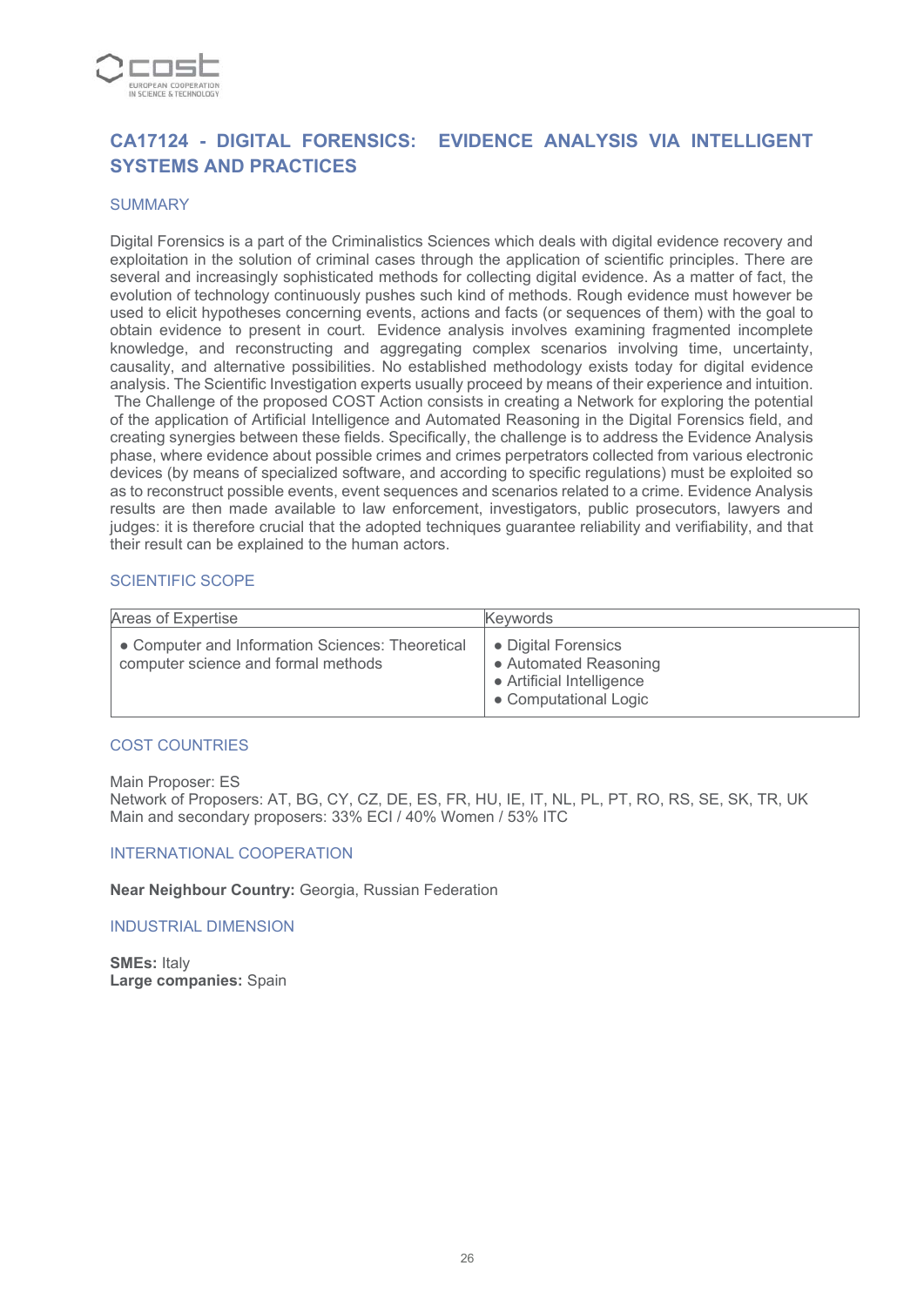## CA17124 - DIGITAL FORENSICS: EVIDENCE ANALYSIS VIA INTELLIGENT SYSTEMS AND PRACTICES

### SUMMARY

Digital Forensics is a part of the Criminalistics Sciences which deals with digital evidence recovery and exploitation in the solution of criminal cases through the application of scientific principles. There are several and increasingly sophisticated methods for collecting digital evidence. As a matter of fact, the evolution of technology continuously pushes such kind of methods. Rough evidence must however be used to elicit hypotheses concerning events, actions and facts (or sequences of them) with the goal to obtain evidence to present in court. Evidence analysis involves examining fragmented incomplete knowledge, and reconstructing and aggregating complex scenarios involving time, uncertainty, causality, and alternative possibilities. No established methodology exists today for digital evidence analysis. The Scientific Investigation experts usually proceed by means of their experience and intuition. The Challenge of the proposed COST Action consists in creating a Network for exploring the potential of the application of Artificial Intelligence and Automated Reasoning in the Digital Forensics field, and creating synergies between these fields. Specifically, the challenge is to address the Evidence Analysis phase, where evidence about possible crimes and crimes perpetrators collected from various electronic devices (by means of specialized software, and according to specific regulations) must be exploited so as to reconstruct possible events, event sequences and scenarios related to a crime. Evidence Analysis results are then made available to law enforcement, investigators, public prosecutors, lawyers and judges: it is therefore crucial that the adopted techniques guarantee reliability and verifiability, and that their result can be explained to the human actors.

### SCIENTIFIC SCOPE

| Areas of Expertise | Keywords |
|---|---|
| • Computer and Information Sciences: Theoretical computer science and formal methods | • Digital Forensics<br>• Automated Reasoning<br>• Artificial Intelligence<br>• Computational Logic |

### COST COUNTRIES

Main Proposer: ES
Network of Proposers: AT, BG, CY, CZ, DE, ES, FR, HU, IE, IT, NL, PL, PT, RO, RS, SE, SK, TR, UK
Main and secondary proposers: 33% ECI / 40% Women / 53% ITC

### INTERNATIONAL COOPERATION

**Near Neighbour Country:** Georgia, Russian Federation

### INDUSTRIAL DIMENSION

**SMEs:** Italy
**Large companies:** Spain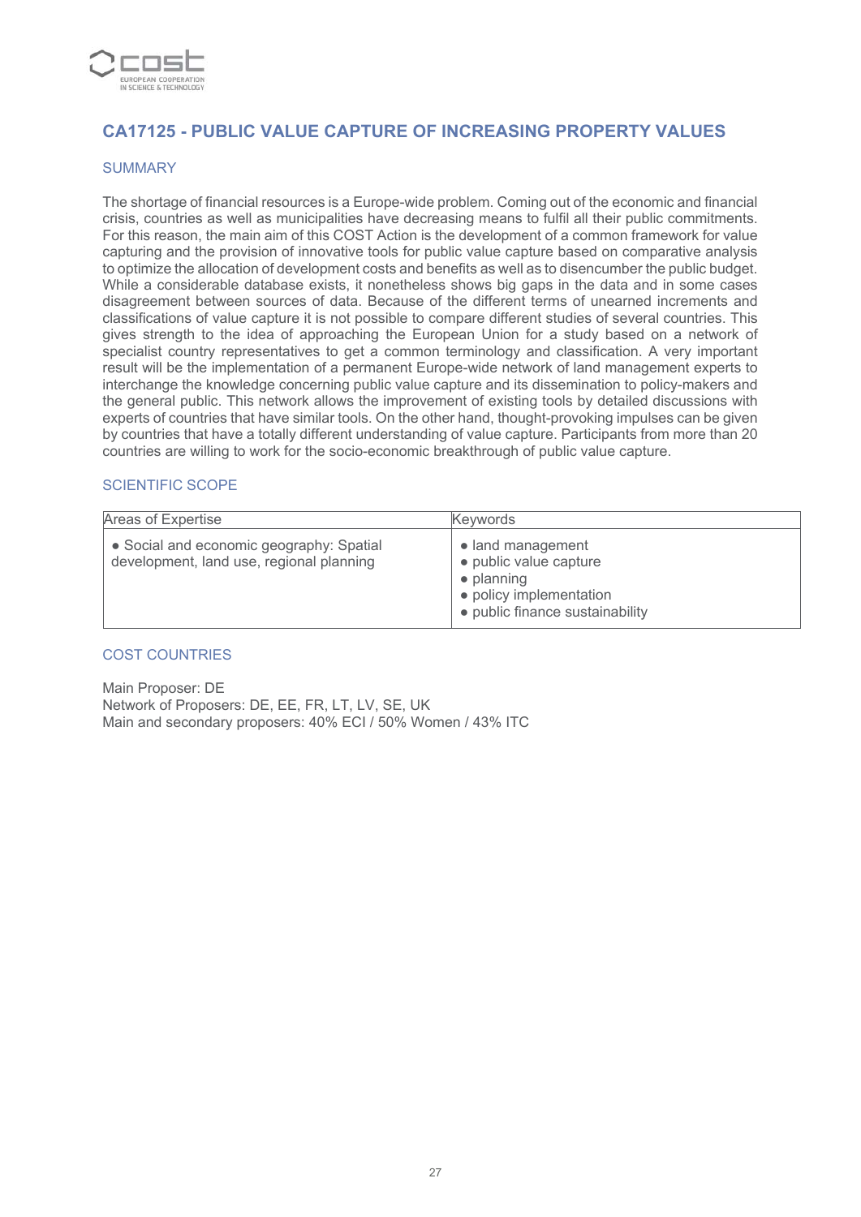# CA17125 - PUBLIC VALUE CAPTURE OF INCREASING PROPERTY VALUES

## SUMMARY

The shortage of financial resources is a Europe-wide problem. Coming out of the economic and financial crisis, countries as well as municipalities have decreasing means to fulfil all their public commitments. For this reason, the main aim of this COST Action is the development of a common framework for value capturing and the provision of innovative tools for public value capture based on comparative analysis to optimize the allocation of development costs and benefits as well as to disencumber the public budget. While a considerable database exists, it nonetheless shows big gaps in the data and in some cases disagreement between sources of data. Because of the different terms of unearned increments and classifications of value capture it is not possible to compare different studies of several countries. This gives strength to the idea of approaching the European Union for a study based on a network of specialist country representatives to get a common terminology and classification. A very important result will be the implementation of a permanent Europe-wide network of land management experts to interchange the knowledge concerning public value capture and its dissemination to policy-makers and the general public. This network allows the improvement of existing tools by detailed discussions with experts of countries that have similar tools. On the other hand, thought-provoking impulses can be given by countries that have a totally different understanding of value capture. Participants from more than 20 countries are willing to work for the socio-economic breakthrough of public value capture.

## SCIENTIFIC SCOPE

| Areas of Expertise | Keywords |
|---|---|
| • Social and economic geography: Spatial development, land use, regional planning | • land management<br>• public value capture<br>• planning<br>• policy implementation<br>• public finance sustainability |

## COST COUNTRIES

Main Proposer: DE
Network of Proposers: DE, EE, FR, LT, LV, SE, UK
Main and secondary proposers: 40% ECI / 50% Women / 43% ITC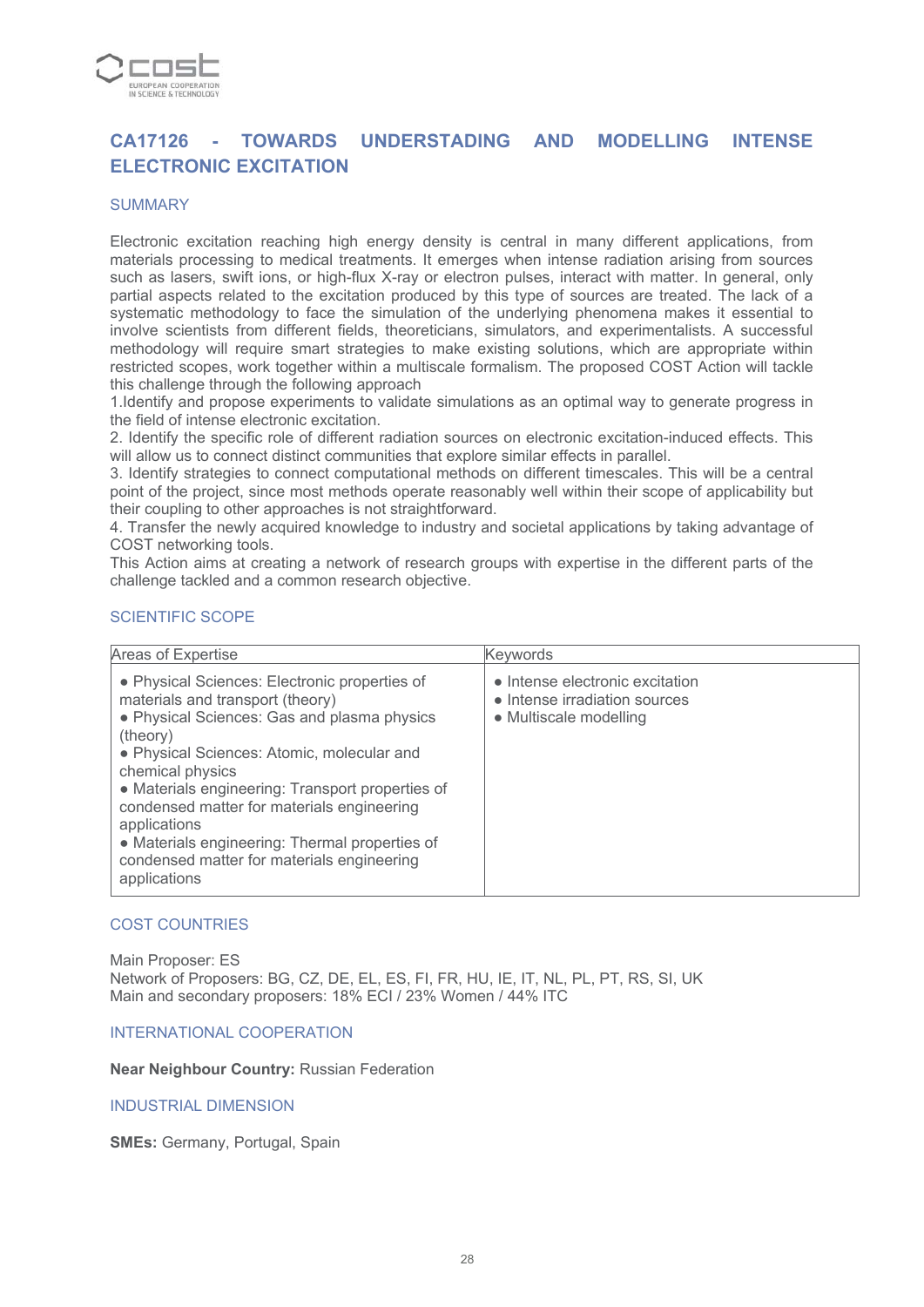## CA17126 - TOWARDS UNDERSTADING AND MODELLING INTENSE ELECTRONIC EXCITATION

### SUMMARY

Electronic excitation reaching high energy density is central in many different applications, from materials processing to medical treatments. It emerges when intense radiation arising from sources such as lasers, swift ions, or high-flux X-ray or electron pulses, interact with matter. In general, only partial aspects related to the excitation produced by this type of sources are treated. The lack of a systematic methodology to face the simulation of the underlying phenomena makes it essential to involve scientists from different fields, theoreticians, simulators, and experimentalists. A successful methodology will require smart strategies to make existing solutions, which are appropriate within restricted scopes, work together within a multiscale formalism. The proposed COST Action will tackle this challenge through the following approach

1.Identify and propose experiments to validate simulations as an optimal way to generate progress in the field of intense electronic excitation.

2. Identify the specific role of different radiation sources on electronic excitation-induced effects. This will allow us to connect distinct communities that explore similar effects in parallel.

3. Identify strategies to connect computational methods on different timescales. This will be a central point of the project, since most methods operate reasonably well within their scope of applicability but their coupling to other approaches is not straightforward.

4. Transfer the newly acquired knowledge to industry and societal applications by taking advantage of COST networking tools.

This Action aims at creating a network of research groups with expertise in the different parts of the challenge tackled and a common research objective.

### SCIENTIFIC SCOPE

| Areas of Expertise | Keywords |
|---|---|
| • Physical Sciences: Electronic properties of materials and transport (theory)<br>• Physical Sciences: Gas and plasma physics (theory)<br>• Physical Sciences: Atomic, molecular and chemical physics<br>• Materials engineering: Transport properties of condensed matter for materials engineering applications<br>• Materials engineering: Thermal properties of condensed matter for materials engineering applications | • Intense electronic excitation<br>• Intense irradiation sources<br>• Multiscale modelling |

### COST COUNTRIES

Main Proposer: ES
Network of Proposers: BG, CZ, DE, EL, ES, FI, FR, HU, IE, IT, NL, PL, PT, RS, SI, UK
Main and secondary proposers: 18% ECI / 23% Women / 44% ITC

### INTERNATIONAL COOPERATION

**Near Neighbour Country:** Russian Federation

### INDUSTRIAL DIMENSION

**SMEs:** Germany, Portugal, Spain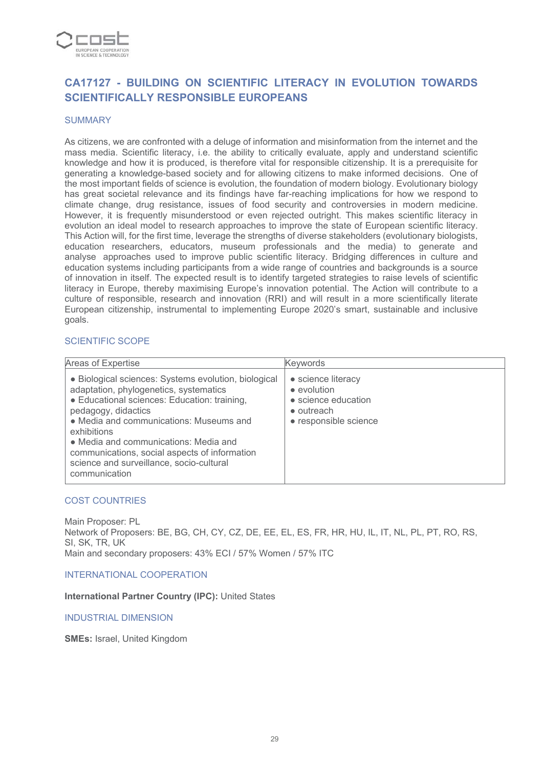## CA17127 - BUILDING ON SCIENTIFIC LITERACY IN EVOLUTION TOWARDS SCIENTIFICALLY RESPONSIBLE EUROPEANS

### SUMMARY

As citizens, we are confronted with a deluge of information and misinformation from the internet and the mass media. Scientific literacy, i.e. the ability to critically evaluate, apply and understand scientific knowledge and how it is produced, is therefore vital for responsible citizenship. It is a prerequisite for generating a knowledge-based society and for allowing citizens to make informed decisions. One of the most important fields of science is evolution, the foundation of modern biology. Evolutionary biology has great societal relevance and its findings have far-reaching implications for how we respond to climate change, drug resistance, issues of food security and controversies in modern medicine. However, it is frequently misunderstood or even rejected outright. This makes scientific literacy in evolution an ideal model to research approaches to improve the state of European scientific literacy. This Action will, for the first time, leverage the strengths of diverse stakeholders (evolutionary biologists, education researchers, educators, museum professionals and the media) to generate and analyse approaches used to improve public scientific literacy. Bridging differences in culture and education systems including participants from a wide range of countries and backgrounds is a source of innovation in itself. The expected result is to identify targeted strategies to raise levels of scientific literacy in Europe, thereby maximising Europe's innovation potential. The Action will contribute to a culture of responsible, research and innovation (RRI) and will result in a more scientifically literate European citizenship, instrumental to implementing Europe 2020's smart, sustainable and inclusive goals.

### SCIENTIFIC SCOPE

| Areas of Expertise | Keywords |
|---|---|
| • Biological sciences: Systems evolution, biological adaptation, phylogenetics, systematics<br>• Educational sciences: Education: training, pedagogy, didactics<br>• Media and communications: Museums and exhibitions<br>• Media and communications: Media and communications, social aspects of information science and surveillance, socio-cultural communication | • science literacy<br>• evolution<br>• science education<br>• outreach<br>• responsible science |

### COST COUNTRIES

Main Proposer: PL
Network of Proposers: BE, BG, CH, CY, CZ, DE, EE, EL, ES, FR, HR, HU, IL, IT, NL, PL, PT, RO, RS, SI, SK, TR, UK
Main and secondary proposers: 43% ECI / 57% Women / 57% ITC

### INTERNATIONAL COOPERATION

**International Partner Country (IPC):** United States

### INDUSTRIAL DIMENSION

**SMEs:** Israel, United Kingdom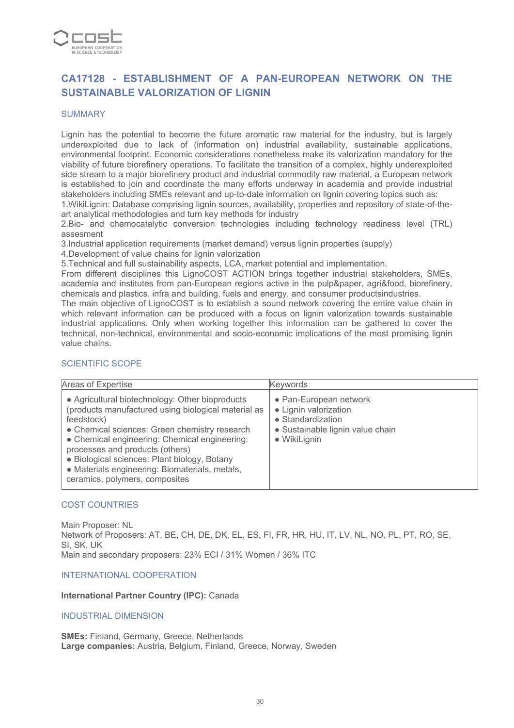## CA17128 - ESTABLISHMENT OF A PAN-EUROPEAN NETWORK ON THE SUSTAINABLE VALORIZATION OF LIGNIN

### SUMMARY

Lignin has the potential to become the future aromatic raw material for the industry, but is largely underexploited due to lack of (information on) industrial availability, sustainable applications, environmental footprint. Economic considerations nonetheless make its valorization mandatory for the viability of future biorefinery operations. To facilitate the transition of a complex, highly underexploited side stream to a major biorefinery product and industrial commodity raw material, a European network is established to join and coordinate the many efforts underway in academia and provide industrial stakeholders including SMEs relevant and up-to-date information on lignin covering topics such as:

1.WikiLignin: Database comprising lignin sources, availability, properties and repository of state-of-the-art analytical methodologies and turn key methods for industry
2.Bio- and chemocatalytic conversion technologies including technology readiness level (TRL) assesment
3.Industrial application requirements (market demand) versus lignin properties (supply)
4.Development of value chains for lignin valorization
5.Technical and full sustainability aspects, LCA, market potential and implementation.

From different disciplines this LignoCOST ACTION brings together industrial stakeholders, SMEs, academia and institutes from pan-European regions active in the pulp&paper, agri&food, biorefinery, chemicals and plastics, infra and building, fuels and energy, and consumer productsindustries.
The main objective of LignoCOST is to establish a sound network covering the entire value chain in which relevant information can be produced with a focus on lignin valorization towards sustainable industrial applications. Only when working together this information can be gathered to cover the technical, non-technical, environmental and socio-economic implications of the most promising lignin value chains.

### SCIENTIFIC SCOPE

| Areas of Expertise | Keywords |
| --- | --- |
| • Agricultural biotechnology: Other bioproducts (products manufactured using biological material as feedstock)<br>• Chemical sciences: Green chemistry research<br>• Chemical engineering: Chemical engineering: processes and products (others)<br>• Biological sciences: Plant biology, Botany<br>• Materials engineering: Biomaterials, metals, ceramics, polymers, composites | • Pan-European network<br>• Lignin valorization<br>• Standardization<br>• Sustainable lignin value chain<br>• WikiLignin |

### COST COUNTRIES

Main Proposer: NL
Network of Proposers: AT, BE, CH, DE, DK, EL, ES, FI, FR, HR, HU, IT, LV, NL, NO, PL, PT, RO, SE, SI, SK, UK
Main and secondary proposers: 23% ECI / 31% Women / 36% ITC

### INTERNATIONAL COOPERATION

**International Partner Country (IPC):** Canada

### INDUSTRIAL DIMENSION

**SMEs:** Finland, Germany, Greece, Netherlands
**Large companies:** Austria, Belgium, Finland, Greece, Norway, Sweden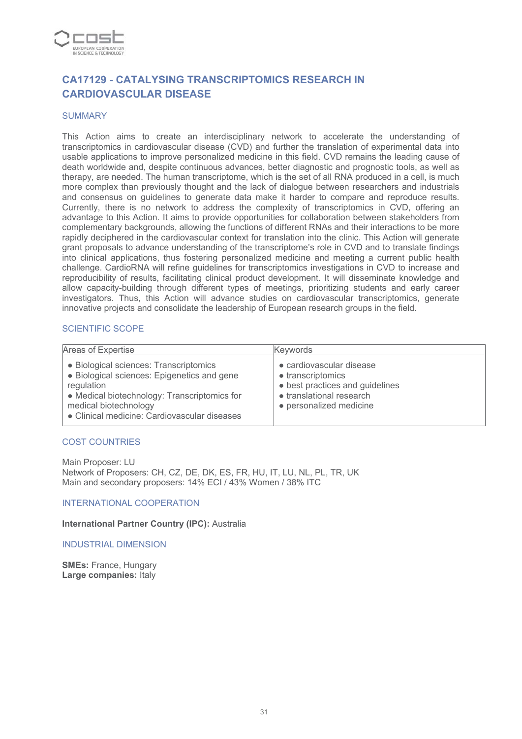## CA17129 - CATALYSING TRANSCRIPTOMICS RESEARCH IN CARDIOVASCULAR DISEASE

### SUMMARY

This Action aims to create an interdisciplinary network to accelerate the understanding of transcriptomics in cardiovascular disease (CVD) and further the translation of experimental data into usable applications to improve personalized medicine in this field. CVD remains the leading cause of death worldwide and, despite continuous advances, better diagnostic and prognostic tools, as well as therapy, are needed. The human transcriptome, which is the set of all RNA produced in a cell, is much more complex than previously thought and the lack of dialogue between researchers and industrials and consensus on guidelines to generate data make it harder to compare and reproduce results. Currently, there is no network to address the complexity of transcriptomics in CVD, offering an advantage to this Action. It aims to provide opportunities for collaboration between stakeholders from complementary backgrounds, allowing the functions of different RNAs and their interactions to be more rapidly deciphered in the cardiovascular context for translation into the clinic. This Action will generate grant proposals to advance understanding of the transcriptome's role in CVD and to translate findings into clinical applications, thus fostering personalized medicine and meeting a current public health challenge. CardioRNA will refine guidelines for transcriptomics investigations in CVD to increase and reproducibility of results, facilitating clinical product development. It will disseminate knowledge and allow capacity-building through different types of meetings, prioritizing students and early career investigators. Thus, this Action will advance studies on cardiovascular transcriptomics, generate innovative projects and consolidate the leadership of European research groups in the field.

### SCIENTIFIC SCOPE

| Areas of Expertise | Keywords |
|---|---|
| • Biological sciences: Transcriptomics<br>• Biological sciences: Epigenetics and gene regulation<br>• Medical biotechnology: Transcriptomics for medical biotechnology<br>• Clinical medicine: Cardiovascular diseases | • cardiovascular disease<br>• transcriptomics<br>• best practices and guidelines<br>• translational research<br>• personalized medicine |

### COST COUNTRIES

Main Proposer: LU
Network of Proposers: CH, CZ, DE, DK, ES, FR, HU, IT, LU, NL, PL, TR, UK
Main and secondary proposers: 14% ECI / 43% Women / 38% ITC

### INTERNATIONAL COOPERATION

**International Partner Country (IPC):** Australia

### INDUSTRIAL DIMENSION

**SMEs:** France, Hungary
**Large companies:** Italy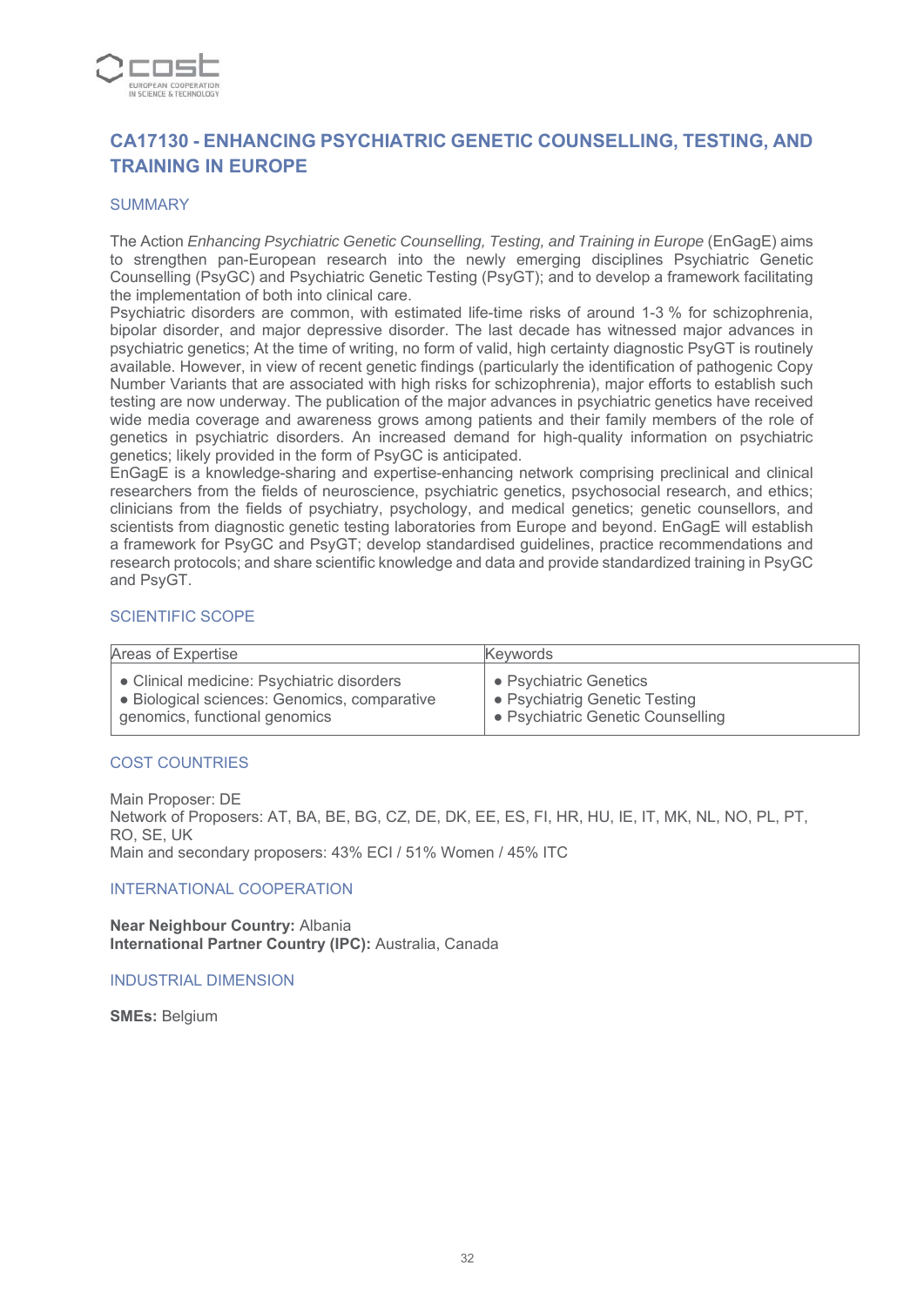## CA17130 - ENHANCING PSYCHIATRIC GENETIC COUNSELLING, TESTING, AND TRAINING IN EUROPE

### SUMMARY

The Action *Enhancing Psychiatric Genetic Counselling, Testing, and Training in Europe* (EnGagE) aims to strengthen pan-European research into the newly emerging disciplines Psychiatric Genetic Counselling (PsyGC) and Psychiatric Genetic Testing (PsyGT); and to develop a framework facilitating the implementation of both into clinical care.

Psychiatric disorders are common, with estimated life-time risks of around 1-3 % for schizophrenia, bipolar disorder, and major depressive disorder. The last decade has witnessed major advances in psychiatric genetics; At the time of writing, no form of valid, high certainty diagnostic PsyGT is routinely available. However, in view of recent genetic findings (particularly the identification of pathogenic Copy Number Variants that are associated with high risks for schizophrenia), major efforts to establish such testing are now underway. The publication of the major advances in psychiatric genetics have received wide media coverage and awareness grows among patients and their family members of the role of genetics in psychiatric disorders. An increased demand for high-quality information on psychiatric genetics; likely provided in the form of PsyGC is anticipated.

EnGagE is a knowledge-sharing and expertise-enhancing network comprising preclinical and clinical researchers from the fields of neuroscience, psychiatric genetics, psychosocial research, and ethics; clinicians from the fields of psychiatry, psychology, and medical genetics; genetic counsellors, and scientists from diagnostic genetic testing laboratories from Europe and beyond. EnGagE will establish a framework for PsyGC and PsyGT; develop standardised guidelines, practice recommendations and research protocols; and share scientific knowledge and data and provide standardized training in PsyGC and PsyGT.

### SCIENTIFIC SCOPE

| Areas of Expertise | Keywords |
|---|---|
| • Clinical medicine: Psychiatric disorders<br>• Biological sciences: Genomics, comparative genomics, functional genomics | • Psychiatric Genetics<br>• Psychiatrig Genetic Testing<br>• Psychiatric Genetic Counselling |

### COST COUNTRIES

Main Proposer: DE
Network of Proposers: AT, BA, BE, BG, CZ, DE, DK, EE, ES, FI, HR, HU, IE, IT, MK, NL, NO, PL, PT, RO, SE, UK
Main and secondary proposers: 43% ECI / 51% Women / 45% ITC

### INTERNATIONAL COOPERATION

**Near Neighbour Country:** Albania
**International Partner Country (IPC):** Australia, Canada

### INDUSTRIAL DIMENSION

**SMEs:** Belgium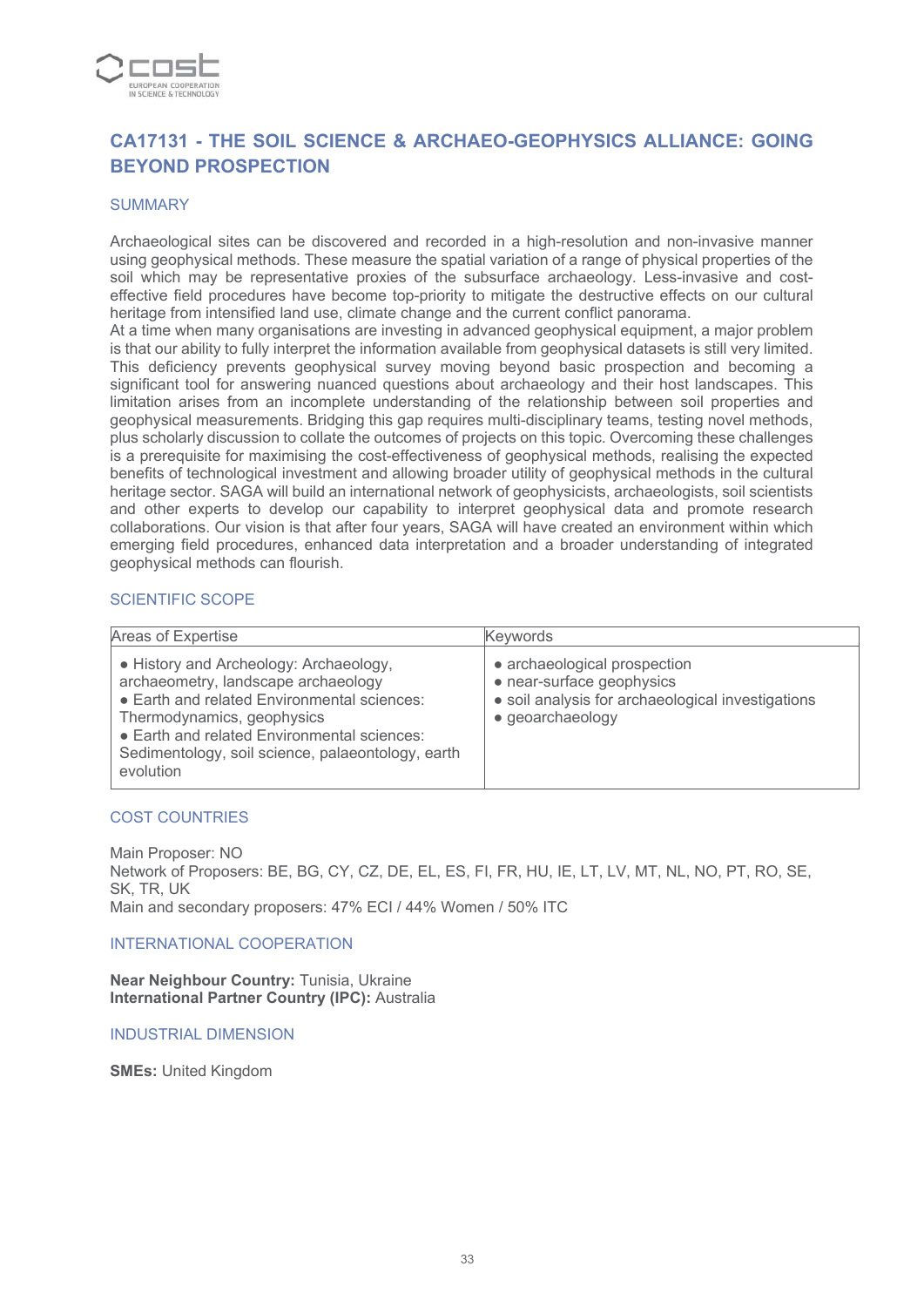# CA17131 - THE SOIL SCIENCE & ARCHAEO-GEOPHYSICS ALLIANCE: GOING BEYOND PROSPECTION

## SUMMARY

Archaeological sites can be discovered and recorded in a high-resolution and non-invasive manner using geophysical methods. These measure the spatial variation of a range of physical properties of the soil which may be representative proxies of the subsurface archaeology. Less-invasive and cost-effective field procedures have become top-priority to mitigate the destructive effects on our cultural heritage from intensified land use, climate change and the current conflict panorama.
At a time when many organisations are investing in advanced geophysical equipment, a major problem is that our ability to fully interpret the information available from geophysical datasets is still very limited. This deficiency prevents geophysical survey moving beyond basic prospection and becoming a significant tool for answering nuanced questions about archaeology and their host landscapes. This limitation arises from an incomplete understanding of the relationship between soil properties and geophysical measurements. Bridging this gap requires multi-disciplinary teams, testing novel methods, plus scholarly discussion to collate the outcomes of projects on this topic. Overcoming these challenges is a prerequisite for maximising the cost-effectiveness of geophysical methods, realising the expected benefits of technological investment and allowing broader utility of geophysical methods in the cultural heritage sector. SAGA will build an international network of geophysicists, archaeologists, soil scientists and other experts to develop our capability to interpret geophysical data and promote research collaborations. Our vision is that after four years, SAGA will have created an environment within which emerging field procedures, enhanced data interpretation and a broader understanding of integrated geophysical methods can flourish.

## SCIENTIFIC SCOPE

| Areas of Expertise | Keywords |
| --- | --- |
| • History and Archeology: Archaeology, archaeometry, landscape archaeology<br>• Earth and related Environmental sciences: Thermodynamics, geophysics<br>• Earth and related Environmental sciences: Sedimentology, soil science, palaeontology, earth evolution | • archaeological prospection<br>• near-surface geophysics<br>• soil analysis for archaeological investigations<br>• geoarchaeology |

## COST COUNTRIES

Main Proposer: NO
Network of Proposers: BE, BG, CY, CZ, DE, EL, ES, FI, FR, HU, IE, LT, LV, MT, NL, NO, PT, RO, SE, SK, TR, UK
Main and secondary proposers: 47% ECI / 44% Women / 50% ITC

## INTERNATIONAL COOPERATION

**Near Neighbour Country:** Tunisia, Ukraine
**International Partner Country (IPC):** Australia

## INDUSTRIAL DIMENSION

**SMEs:** United Kingdom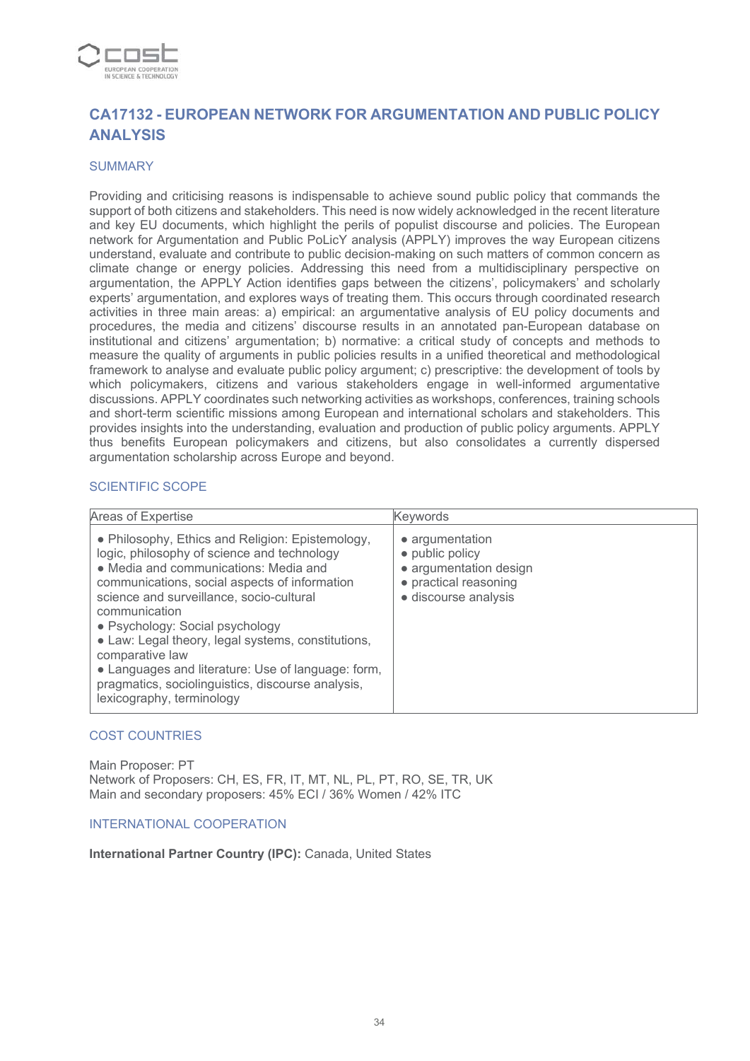## CA17132 - EUROPEAN NETWORK FOR ARGUMENTATION AND PUBLIC POLICY ANALYSIS

### SUMMARY

Providing and criticising reasons is indispensable to achieve sound public policy that commands the support of both citizens and stakeholders. This need is now widely acknowledged in the recent literature and key EU documents, which highlight the perils of populist discourse and policies. The European network for Argumentation and Public PoLicY analysis (APPLY) improves the way European citizens understand, evaluate and contribute to public decision-making on such matters of common concern as climate change or energy policies. Addressing this need from a multidisciplinary perspective on argumentation, the APPLY Action identifies gaps between the citizens', policymakers' and scholarly experts' argumentation, and explores ways of treating them. This occurs through coordinated research activities in three main areas: a) empirical: an argumentative analysis of EU policy documents and procedures, the media and citizens' discourse results in an annotated pan-European database on institutional and citizens' argumentation; b) normative: a critical study of concepts and methods to measure the quality of arguments in public policies results in a unified theoretical and methodological framework to analyse and evaluate public policy argument; c) prescriptive: the development of tools by which policymakers, citizens and various stakeholders engage in well-informed argumentative discussions. APPLY coordinates such networking activities as workshops, conferences, training schools and short-term scientific missions among European and international scholars and stakeholders. This provides insights into the understanding, evaluation and production of public policy arguments. APPLY thus benefits European policymakers and citizens, but also consolidates a currently dispersed argumentation scholarship across Europe and beyond.

### SCIENTIFIC SCOPE

| Areas of Expertise | Keywords |
|---|---|
| • Philosophy, Ethics and Religion: Epistemology, logic, philosophy of science and technology<br>• Media and communications: Media and communications, social aspects of information science and surveillance, socio-cultural communication<br>• Psychology: Social psychology<br>• Law: Legal theory, legal systems, constitutions, comparative law<br>• Languages and literature: Use of language: form, pragmatics, sociolinguistics, discourse analysis, lexicography, terminology | • argumentation<br>• public policy<br>• argumentation design<br>• practical reasoning<br>• discourse analysis |

### COST COUNTRIES

Main Proposer: PT
Network of Proposers: CH, ES, FR, IT, MT, NL, PL, PT, RO, SE, TR, UK
Main and secondary proposers: 45% ECI / 36% Women / 42% ITC

### INTERNATIONAL COOPERATION

**International Partner Country (IPC):** Canada, United States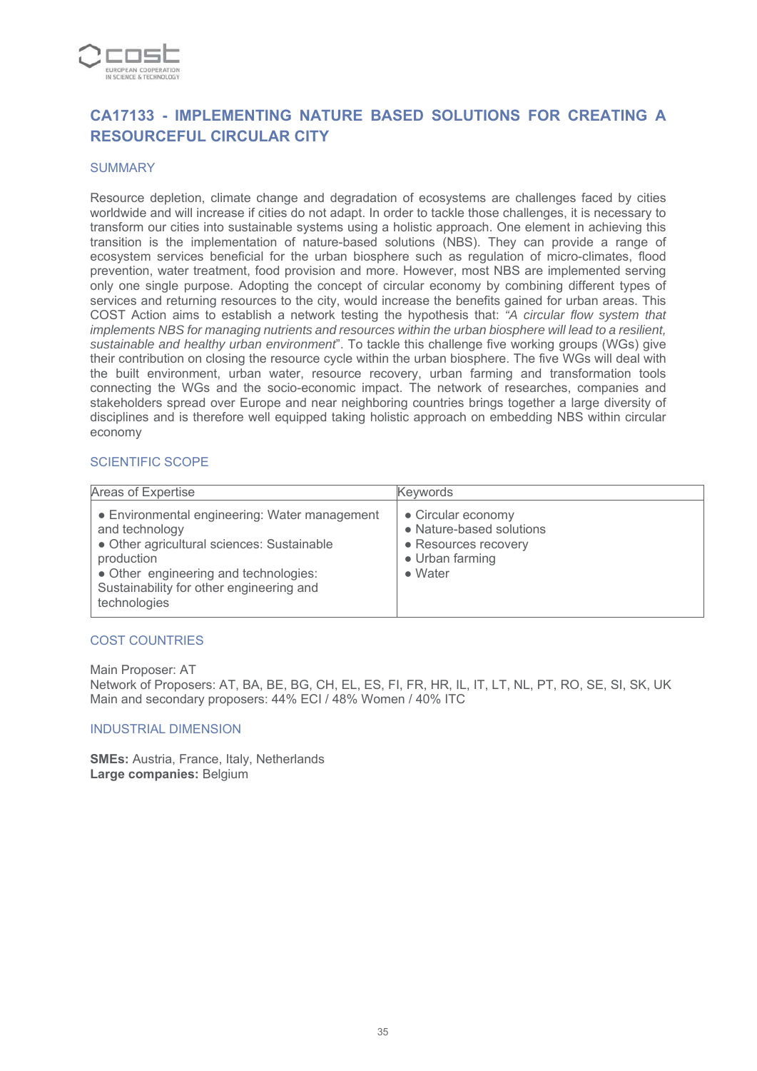## CA17133 - IMPLEMENTING NATURE BASED SOLUTIONS FOR CREATING A RESOURCEFUL CIRCULAR CITY

### SUMMARY

Resource depletion, climate change and degradation of ecosystems are challenges faced by cities worldwide and will increase if cities do not adapt. In order to tackle those challenges, it is necessary to transform our cities into sustainable systems using a holistic approach. One element in achieving this transition is the implementation of nature-based solutions (NBS). They can provide a range of ecosystem services beneficial for the urban biosphere such as regulation of micro-climates, flood prevention, water treatment, food provision and more. However, most NBS are implemented serving only one single purpose. Adopting the concept of circular economy by combining different types of services and returning resources to the city, would increase the benefits gained for urban areas. This COST Action aims to establish a network testing the hypothesis that: *"A circular flow system that implements NBS for managing nutrients and resources within the urban biosphere will lead to a resilient, sustainable and healthy urban environment*". To tackle this challenge five working groups (WGs) give their contribution on closing the resource cycle within the urban biosphere. The five WGs will deal with the built environment, urban water, resource recovery, urban farming and transformation tools connecting the WGs and the socio-economic impact. The network of researches, companies and stakeholders spread over Europe and near neighboring countries brings together a large diversity of disciplines and is therefore well equipped taking holistic approach on embedding NBS within circular economy

### SCIENTIFIC SCOPE

| Areas of Expertise | Keywords |
|---|---|
| • Environmental engineering: Water management and technology<br>• Other agricultural sciences: Sustainable production<br>• Other engineering and technologies: Sustainability for other engineering and technologies | • Circular economy<br>• Nature-based solutions<br>• Resources recovery<br>• Urban farming<br>• Water |

### COST COUNTRIES

Main Proposer: AT
Network of Proposers: AT, BA, BE, BG, CH, EL, ES, FI, FR, HR, IL, IT, LT, NL, PT, RO, SE, SI, SK, UK
Main and secondary proposers: 44% ECI / 48% Women / 40% ITC

### INDUSTRIAL DIMENSION

**SMEs:** Austria, France, Italy, Netherlands
**Large companies:** Belgium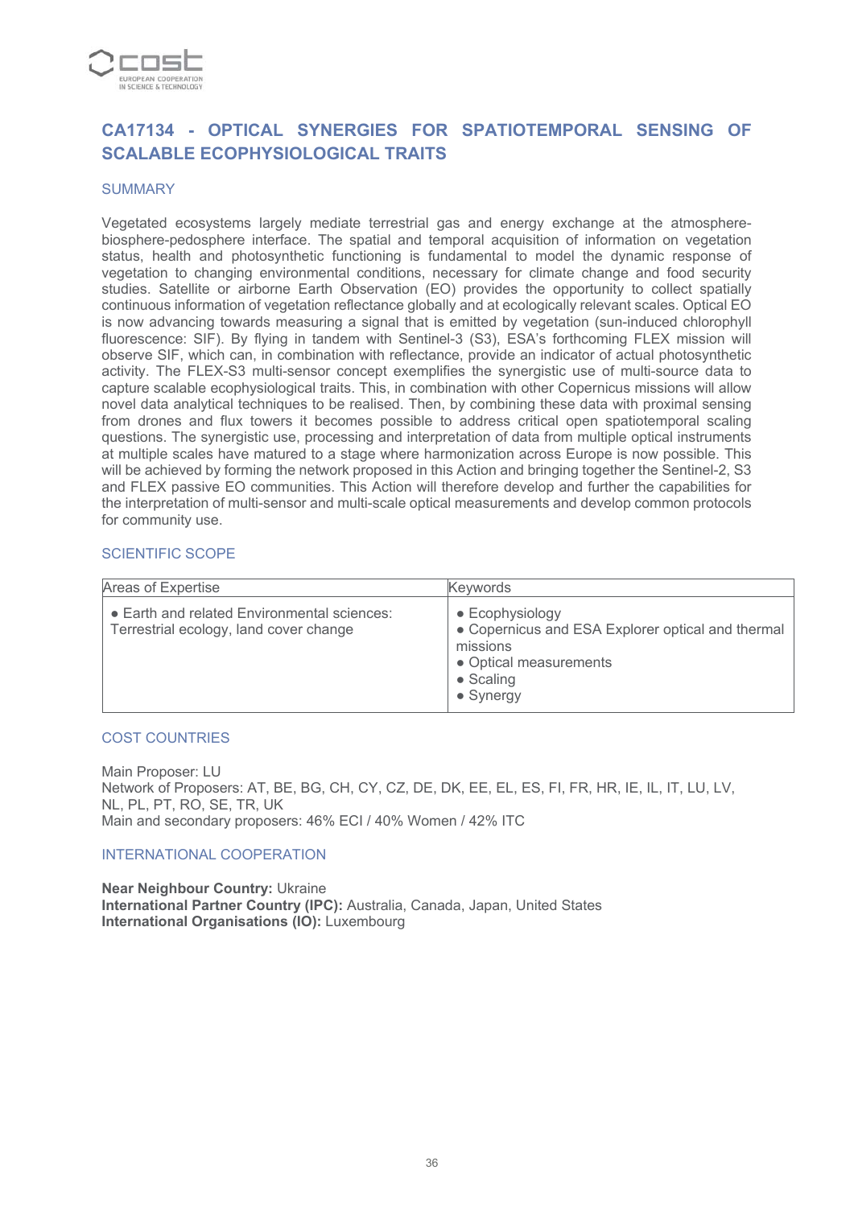## CA17134 - OPTICAL SYNERGIES FOR SPATIOTEMPORAL SENSING OF SCALABLE ECOPHYSIOLOGICAL TRAITS

### SUMMARY

Vegetated ecosystems largely mediate terrestrial gas and energy exchange at the atmosphere-biosphere-pedosphere interface. The spatial and temporal acquisition of information on vegetation status, health and photosynthetic functioning is fundamental to model the dynamic response of vegetation to changing environmental conditions, necessary for climate change and food security studies. Satellite or airborne Earth Observation (EO) provides the opportunity to collect spatially continuous information of vegetation reflectance globally and at ecologically relevant scales. Optical EO is now advancing towards measuring a signal that is emitted by vegetation (sun-induced chlorophyll fluorescence: SIF). By flying in tandem with Sentinel-3 (S3), ESA's forthcoming FLEX mission will observe SIF, which can, in combination with reflectance, provide an indicator of actual photosynthetic activity. The FLEX-S3 multi-sensor concept exemplifies the synergistic use of multi-source data to capture scalable ecophysiological traits. This, in combination with other Copernicus missions will allow novel data analytical techniques to be realised. Then, by combining these data with proximal sensing from drones and flux towers it becomes possible to address critical open spatiotemporal scaling questions. The synergistic use, processing and interpretation of data from multiple optical instruments at multiple scales have matured to a stage where harmonization across Europe is now possible. This will be achieved by forming the network proposed in this Action and bringing together the Sentinel-2, S3 and FLEX passive EO communities. This Action will therefore develop and further the capabilities for the interpretation of multi-sensor and multi-scale optical measurements and develop common protocols for community use.

### SCIENTIFIC SCOPE

| Areas of Expertise | Keywords |
|---|---|
| • Earth and related Environmental sciences: Terrestrial ecology, land cover change | • Ecophysiology<br>• Copernicus and ESA Explorer optical and thermal missions<br>• Optical measurements<br>• Scaling<br>• Synergy |

### COST COUNTRIES

Main Proposer: LU
Network of Proposers: AT, BE, BG, CH, CY, CZ, DE, DK, EE, EL, ES, FI, FR, HR, IE, IL, IT, LU, LV, NL, PL, PT, RO, SE, TR, UK
Main and secondary proposers: 46% ECI / 40% Women / 42% ITC

### INTERNATIONAL COOPERATION

**Near Neighbour Country:** Ukraine
**International Partner Country (IPC):** Australia, Canada, Japan, United States
**International Organisations (IO):** Luxembourg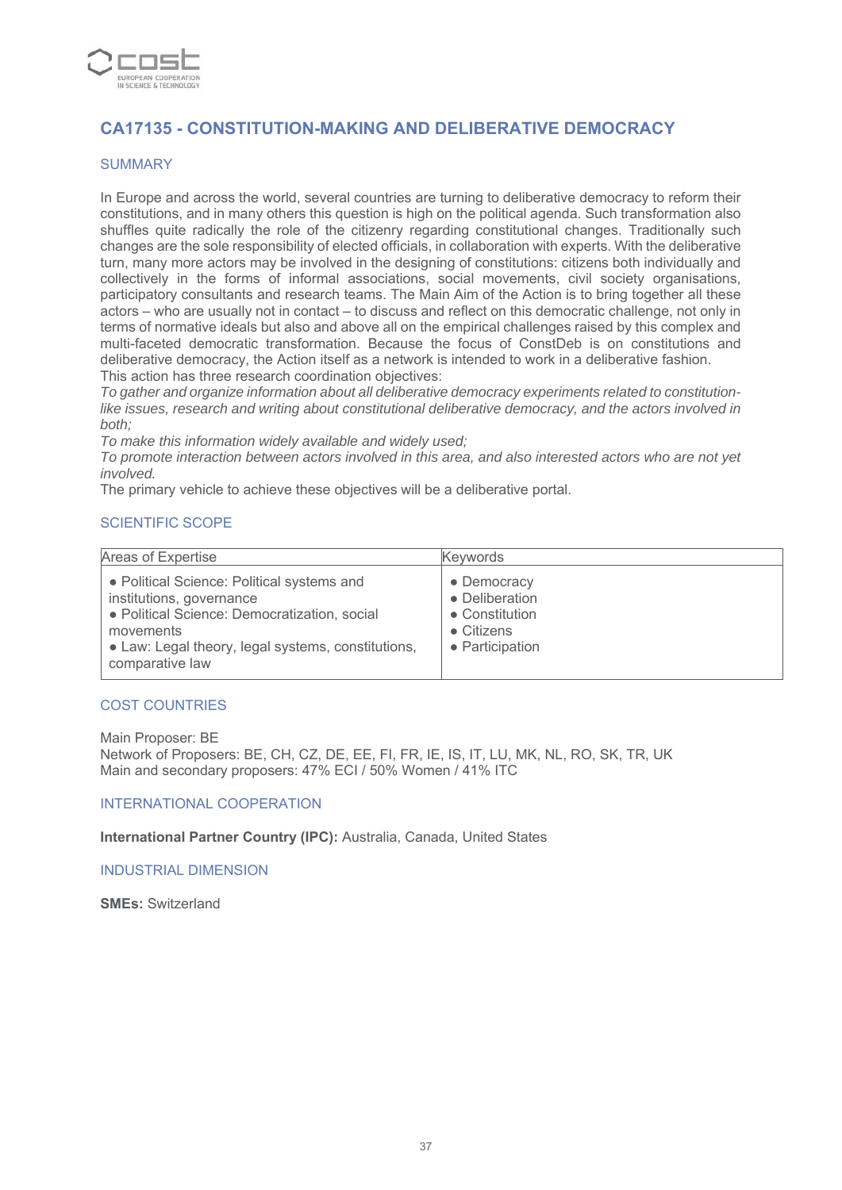## CA17135 - CONSTITUTION-MAKING AND DELIBERATIVE DEMOCRACY

### SUMMARY

In Europe and across the world, several countries are turning to deliberative democracy to reform their constitutions, and in many others this question is high on the political agenda. Such transformation also shuffles quite radically the role of the citizenry regarding constitutional changes. Traditionally such changes are the sole responsibility of elected officials, in collaboration with experts. With the deliberative turn, many more actors may be involved in the designing of constitutions: citizens both individually and collectively in the forms of informal associations, social movements, civil society organisations, participatory consultants and research teams. The Main Aim of the Action is to bring together all these actors – who are usually not in contact – to discuss and reflect on this democratic challenge, not only in terms of normative ideals but also and above all on the empirical challenges raised by this complex and multi-faceted democratic transformation. Because the focus of ConstDeb is on constitutions and deliberative democracy, the Action itself as a network is intended to work in a deliberative fashion.
This action has three research coordination objectives:
*To gather and organize information about all deliberative democracy experiments related to constitution-like issues, research and writing about constitutional deliberative democracy, and the actors involved in both;*
*To make this information widely available and widely used;*
*To promote interaction between actors involved in this area, and also interested actors who are not yet involved.*
The primary vehicle to achieve these objectives will be a deliberative portal.

### SCIENTIFIC SCOPE

| Areas of Expertise | Keywords |
|---|---|
| • Political Science: Political systems and institutions, governance<br>• Political Science: Democratization, social movements<br>• Law: Legal theory, legal systems, constitutions, comparative law | • Democracy<br>• Deliberation<br>• Constitution<br>• Citizens<br>• Participation |

### COST COUNTRIES

Main Proposer: BE
Network of Proposers: BE, CH, CZ, DE, EE, FI, FR, IE, IS, IT, LU, MK, NL, RO, SK, TR, UK
Main and secondary proposers: 47% ECI / 50% Women / 41% ITC

### INTERNATIONAL COOPERATION

**International Partner Country (IPC):** Australia, Canada, United States

### INDUSTRIAL DIMENSION

**SMEs:** Switzerland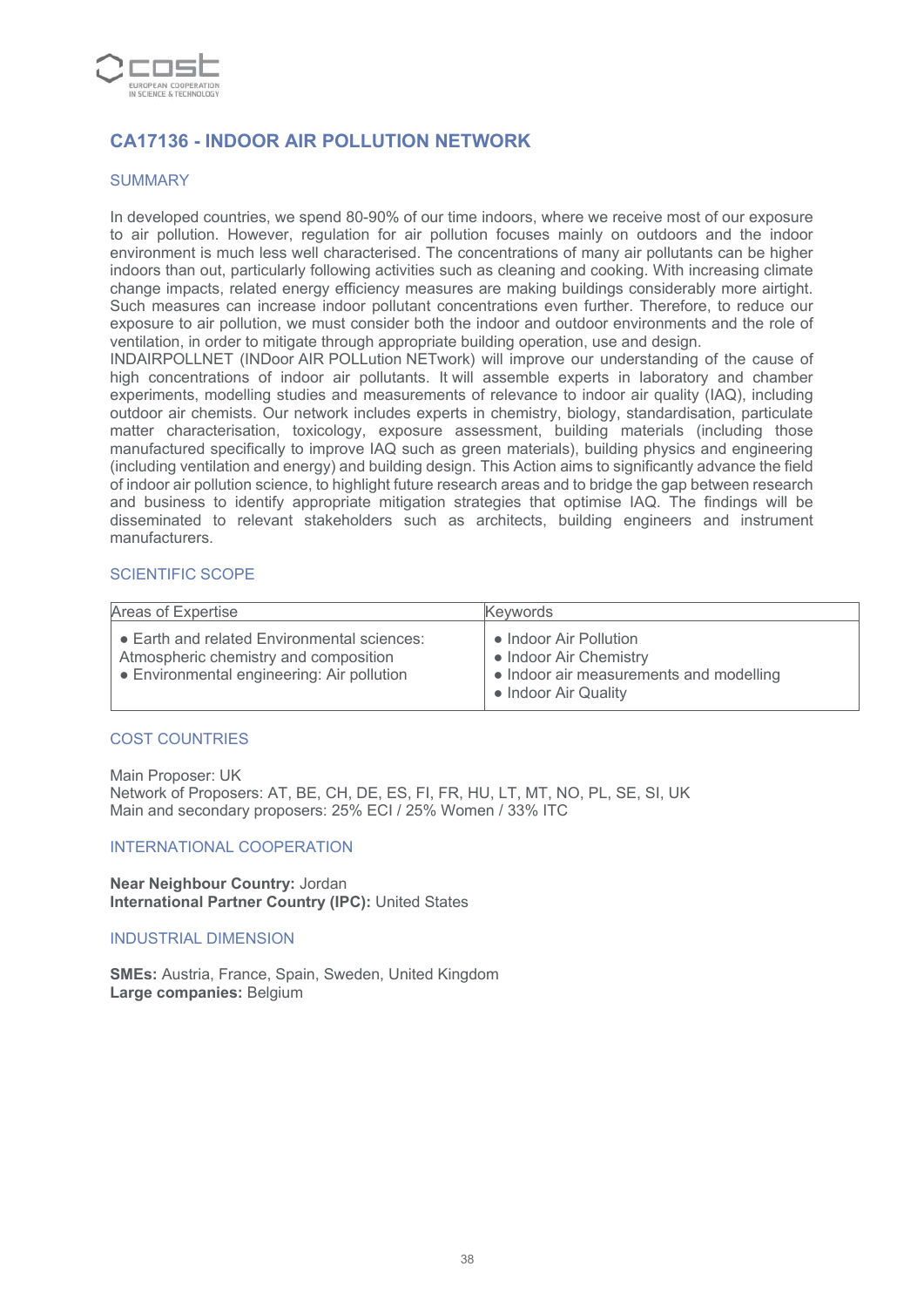## CA17136 - INDOOR AIR POLLUTION NETWORK

### SUMMARY

In developed countries, we spend 80-90% of our time indoors, where we receive most of our exposure to air pollution. However, regulation for air pollution focuses mainly on outdoors and the indoor environment is much less well characterised. The concentrations of many air pollutants can be higher indoors than out, particularly following activities such as cleaning and cooking. With increasing climate change impacts, related energy efficiency measures are making buildings considerably more airtight. Such measures can increase indoor pollutant concentrations even further. Therefore, to reduce our exposure to air pollution, we must consider both the indoor and outdoor environments and the role of ventilation, in order to mitigate through appropriate building operation, use and design.
INDAIRPOLLNET (INDoor AIR POLLution NETwork) will improve our understanding of the cause of high concentrations of indoor air pollutants. It will assemble experts in laboratory and chamber experiments, modelling studies and measurements of relevance to indoor air quality (IAQ), including outdoor air chemists. Our network includes experts in chemistry, biology, standardisation, particulate matter characterisation, toxicology, exposure assessment, building materials (including those manufactured specifically to improve IAQ such as green materials), building physics and engineering (including ventilation and energy) and building design. This Action aims to significantly advance the field of indoor air pollution science, to highlight future research areas and to bridge the gap between research and business to identify appropriate mitigation strategies that optimise IAQ. The findings will be disseminated to relevant stakeholders such as architects, building engineers and instrument manufacturers.

### SCIENTIFIC SCOPE

| Areas of Expertise | Keywords |
|---|---|
| • Earth and related Environmental sciences: Atmospheric chemistry and composition<br>• Environmental engineering: Air pollution | • Indoor Air Pollution<br>• Indoor Air Chemistry<br>• Indoor air measurements and modelling<br>• Indoor Air Quality |

### COST COUNTRIES

Main Proposer: UK
Network of Proposers: AT, BE, CH, DE, ES, FI, FR, HU, LT, MT, NO, PL, SE, SI, UK
Main and secondary proposers: 25% ECI / 25% Women / 33% ITC

### INTERNATIONAL COOPERATION

**Near Neighbour Country:** Jordan
**International Partner Country (IPC):** United States

### INDUSTRIAL DIMENSION

**SMEs:** Austria, France, Spain, Sweden, United Kingdom
**Large companies:** Belgium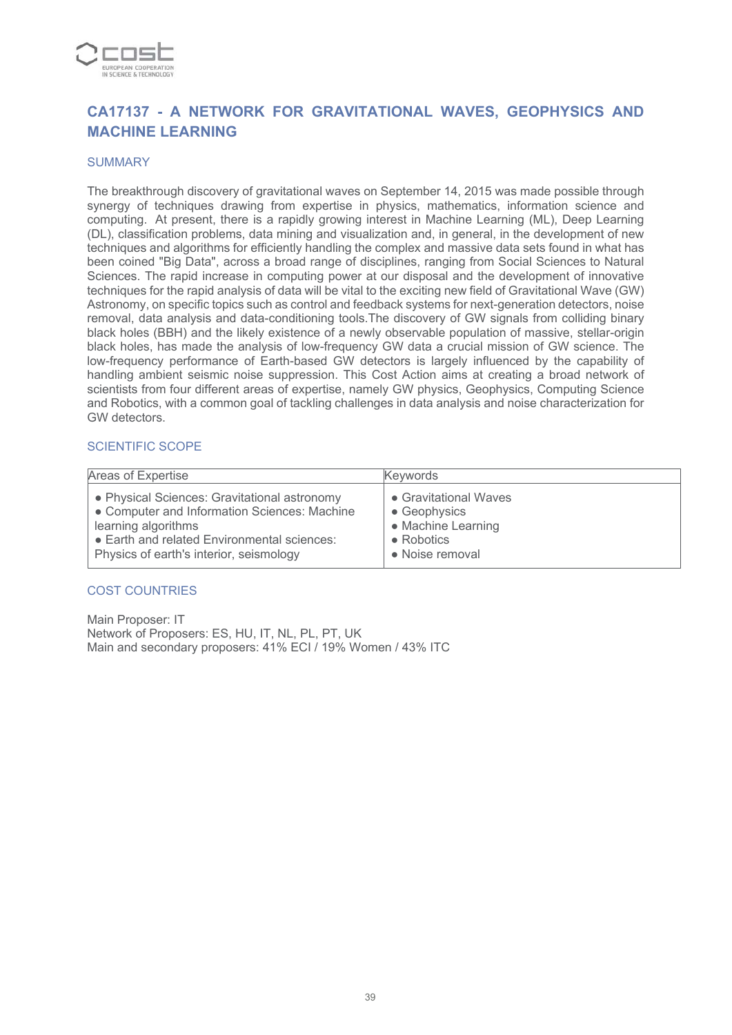## CA17137 - A NETWORK FOR GRAVITATIONAL WAVES, GEOPHYSICS AND MACHINE LEARNING

### SUMMARY

The breakthrough discovery of gravitational waves on September 14, 2015 was made possible through synergy of techniques drawing from expertise in physics, mathematics, information science and computing. At present, there is a rapidly growing interest in Machine Learning (ML), Deep Learning (DL), classification problems, data mining and visualization and, in general, in the development of new techniques and algorithms for efficiently handling the complex and massive data sets found in what has been coined "Big Data", across a broad range of disciplines, ranging from Social Sciences to Natural Sciences. The rapid increase in computing power at our disposal and the development of innovative techniques for the rapid analysis of data will be vital to the exciting new field of Gravitational Wave (GW) Astronomy, on specific topics such as control and feedback systems for next-generation detectors, noise removal, data analysis and data-conditioning tools.The discovery of GW signals from colliding binary black holes (BBH) and the likely existence of a newly observable population of massive, stellar-origin black holes, has made the analysis of low-frequency GW data a crucial mission of GW science. The low-frequency performance of Earth-based GW detectors is largely influenced by the capability of handling ambient seismic noise suppression. This Cost Action aims at creating a broad network of scientists from four different areas of expertise, namely GW physics, Geophysics, Computing Science and Robotics, with a common goal of tackling challenges in data analysis and noise characterization for GW detectors.

### SCIENTIFIC SCOPE

| Areas of Expertise | Keywords |
|---|---|
| • Physical Sciences: Gravitational astronomy<br>• Computer and Information Sciences: Machine learning algorithms<br>• Earth and related Environmental sciences: Physics of earth's interior, seismology | • Gravitational Waves<br>• Geophysics<br>• Machine Learning<br>• Robotics<br>• Noise removal |

### COST COUNTRIES

Main Proposer: IT
Network of Proposers: ES, HU, IT, NL, PL, PT, UK
Main and secondary proposers: 41% ECI / 19% Women / 43% ITC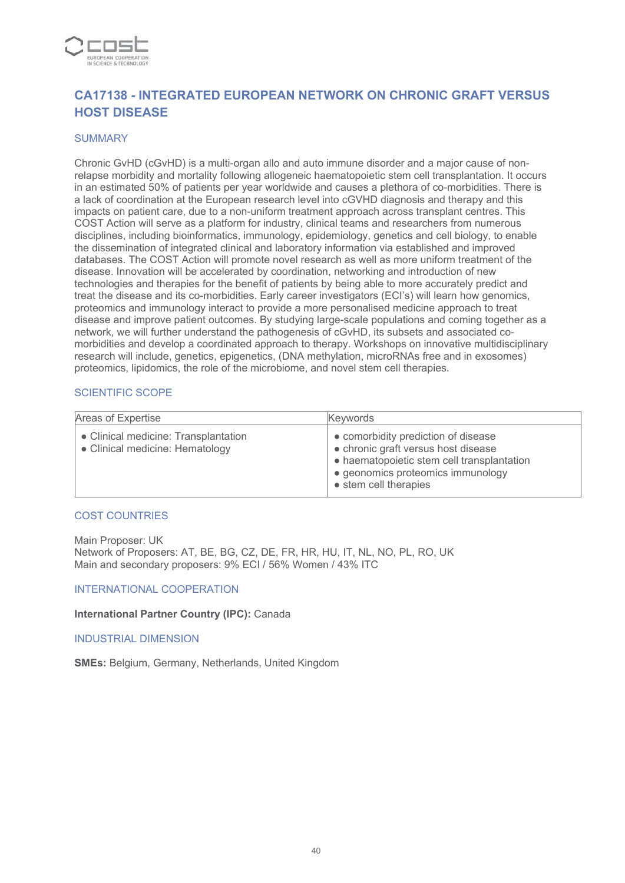## CA17138 - INTEGRATED EUROPEAN NETWORK ON CHRONIC GRAFT VERSUS HOST DISEASE

### SUMMARY

Chronic GvHD (cGvHD) is a multi-organ allo and auto immune disorder and a major cause of non-relapse morbidity and mortality following allogeneic haematopoietic stem cell transplantation. It occurs in an estimated 50% of patients per year worldwide and causes a plethora of co-morbidities. There is a lack of coordination at the European research level into cGVHD diagnosis and therapy and this impacts on patient care, due to a non-uniform treatment approach across transplant centres. This COST Action will serve as a platform for industry, clinical teams and researchers from numerous disciplines, including bioinformatics, immunology, epidemiology, genetics and cell biology, to enable the dissemination of integrated clinical and laboratory information via established and improved databases. The COST Action will promote novel research as well as more uniform treatment of the disease. Innovation will be accelerated by coordination, networking and introduction of new technologies and therapies for the benefit of patients by being able to more accurately predict and treat the disease and its co-morbidities. Early career investigators (ECI's) will learn how genomics, proteomics and immunology interact to provide a more personalised medicine approach to treat disease and improve patient outcomes. By studying large-scale populations and coming together as a network, we will further understand the pathogenesis of cGvHD, its subsets and associated co-morbidities and develop a coordinated approach to therapy. Workshops on innovative multidisciplinary research will include, genetics, epigenetics, (DNA methylation, microRNAs free and in exosomes) proteomics, lipidomics, the role of the microbiome, and novel stem cell therapies.

### SCIENTIFIC SCOPE

| Areas of Expertise | Keywords |
|---|---|
| • Clinical medicine: Transplantation<br>• Clinical medicine: Hematology | • comorbidity prediction of disease<br>• chronic graft versus host disease<br>• haematopoietic stem cell transplantation<br>• geonomics proteomics immunology<br>• stem cell therapies |

### COST COUNTRIES

Main Proposer: UK
Network of Proposers: AT, BE, BG, CZ, DE, FR, HR, HU, IT, NL, NO, PL, RO, UK
Main and secondary proposers: 9% ECI / 56% Women / 43% ITC

### INTERNATIONAL COOPERATION

**International Partner Country (IPC):** Canada

### INDUSTRIAL DIMENSION

**SMEs:** Belgium, Germany, Netherlands, United Kingdom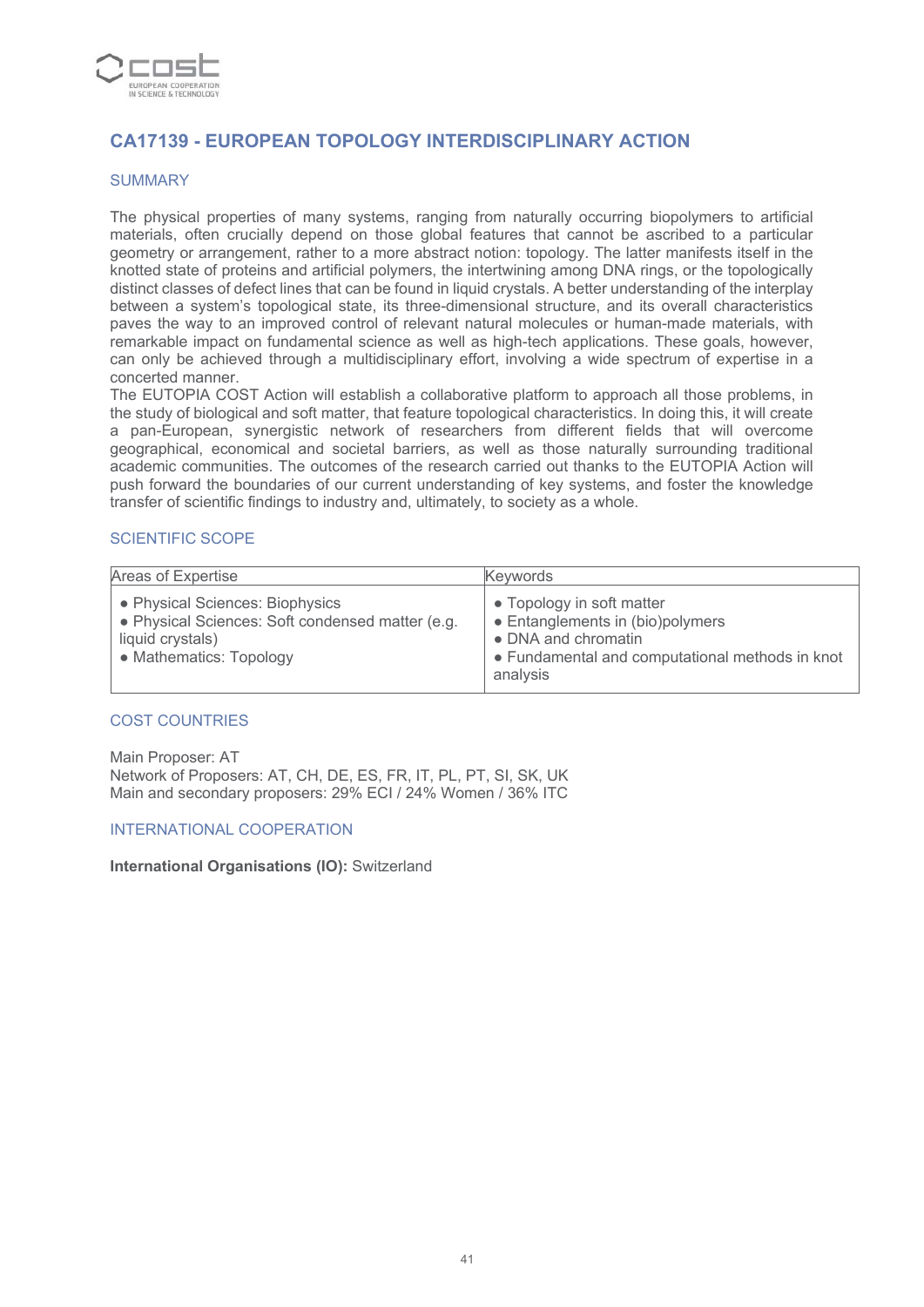## CA17139 - EUROPEAN TOPOLOGY INTERDISCIPLINARY ACTION

### SUMMARY

The physical properties of many systems, ranging from naturally occurring biopolymers to artificial materials, often crucially depend on those global features that cannot be ascribed to a particular geometry or arrangement, rather to a more abstract notion: topology. The latter manifests itself in the knotted state of proteins and artificial polymers, the intertwining among DNA rings, or the topologically distinct classes of defect lines that can be found in liquid crystals. A better understanding of the interplay between a system's topological state, its three-dimensional structure, and its overall characteristics paves the way to an improved control of relevant natural molecules or human-made materials, with remarkable impact on fundamental science as well as high-tech applications. These goals, however, can only be achieved through a multidisciplinary effort, involving a wide spectrum of expertise in a concerted manner.
The EUTOPIA COST Action will establish a collaborative platform to approach all those problems, in the study of biological and soft matter, that feature topological characteristics. In doing this, it will create a pan-European, synergistic network of researchers from different fields that will overcome geographical, economical and societal barriers, as well as those naturally surrounding traditional academic communities. The outcomes of the research carried out thanks to the EUTOPIA Action will push forward the boundaries of our current understanding of key systems, and foster the knowledge transfer of scientific findings to industry and, ultimately, to society as a whole.

### SCIENTIFIC SCOPE

| Areas of Expertise | Keywords |
|---|---|
| • Physical Sciences: Biophysics<br>• Physical Sciences: Soft condensed matter (e.g. liquid crystals)<br>• Mathematics: Topology | • Topology in soft matter<br>• Entanglements in (bio)polymers<br>• DNA and chromatin<br>• Fundamental and computational methods in knot analysis |

### COST COUNTRIES

Main Proposer: AT
Network of Proposers: AT, CH, DE, ES, FR, IT, PL, PT, SI, SK, UK
Main and secondary proposers: 29% ECI / 24% Women / 36% ITC

### INTERNATIONAL COOPERATION

**International Organisations (IO):** Switzerland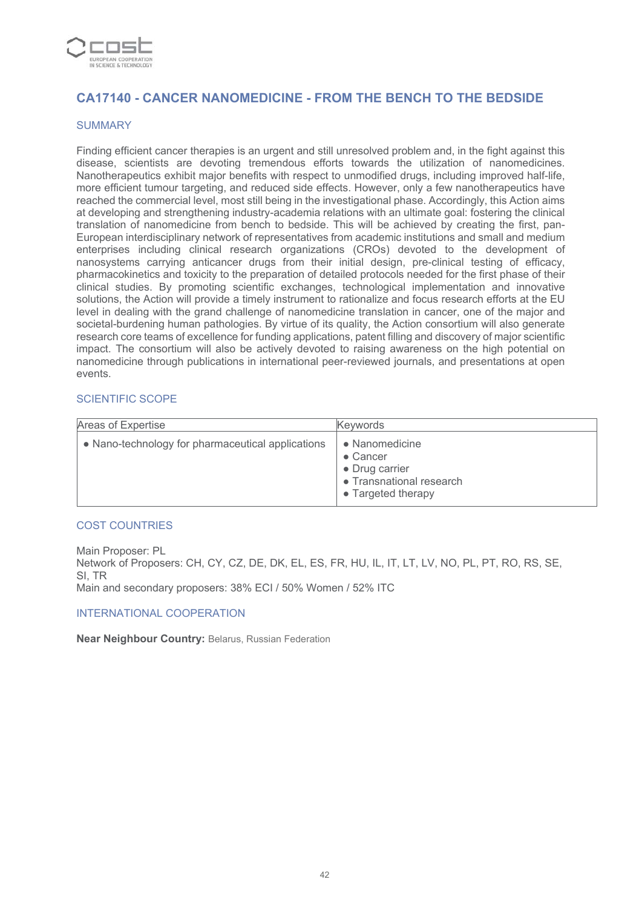## CA17140 - CANCER NANOMEDICINE - FROM THE BENCH TO THE BEDSIDE

### SUMMARY

Finding efficient cancer therapies is an urgent and still unresolved problem and, in the fight against this disease, scientists are devoting tremendous efforts towards the utilization of nanomedicines. Nanotherapeutics exhibit major benefits with respect to unmodified drugs, including improved half-life, more efficient tumour targeting, and reduced side effects. However, only a few nanotherapeutics have reached the commercial level, most still being in the investigational phase. Accordingly, this Action aims at developing and strengthening industry-academia relations with an ultimate goal: fostering the clinical translation of nanomedicine from bench to bedside. This will be achieved by creating the first, pan-European interdisciplinary network of representatives from academic institutions and small and medium enterprises including clinical research organizations (CROs) devoted to the development of nanosystems carrying anticancer drugs from their initial design, pre-clinical testing of efficacy, pharmacokinetics and toxicity to the preparation of detailed protocols needed for the first phase of their clinical studies. By promoting scientific exchanges, technological implementation and innovative solutions, the Action will provide a timely instrument to rationalize and focus research efforts at the EU level in dealing with the grand challenge of nanomedicine translation in cancer, one of the major and societal-burdening human pathologies. By virtue of its quality, the Action consortium will also generate research core teams of excellence for funding applications, patent filling and discovery of major scientific impact. The consortium will also be actively devoted to raising awareness on the high potential on nanomedicine through publications in international peer-reviewed journals, and presentations at open events.

### SCIENTIFIC SCOPE

| Areas of Expertise | Keywords |
|---|---|
| • Nano-technology for pharmaceutical applications | • Nanomedicine<br>• Cancer<br>• Drug carrier<br>• Transnational research<br>• Targeted therapy |

### COST COUNTRIES

Main Proposer: PL
Network of Proposers: CH, CY, CZ, DE, DK, EL, ES, FR, HU, IL, IT, LT, LV, NO, PL, PT, RO, RS, SE, SI, TR
Main and secondary proposers: 38% ECI / 50% Women / 52% ITC

### INTERNATIONAL COOPERATION

**Near Neighbour Country:** Belarus, Russian Federation